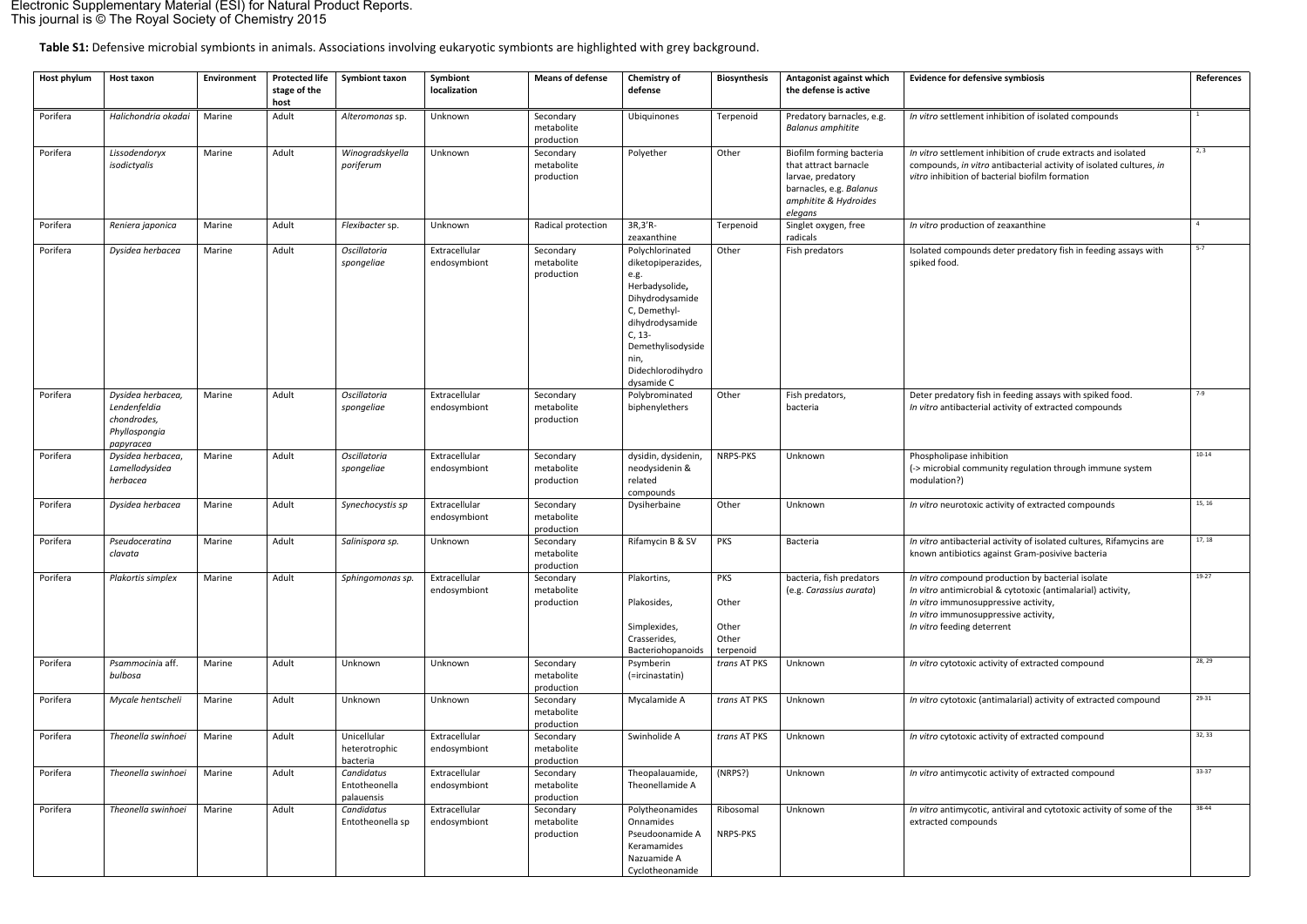Electronic Supplementary Material (ESI) for Natural Product Reports.
This journal is © The Royal Society of Chemistry 2015

**Table S1:** Defensive microbial symbionts in animals. Associations involving eukaryotic symbionts are highlighted with grey background.

| Host phylum | Host taxon | Environment | Protected life stage of the host | Symbiont taxon | Symbiont localization | Means of defense | Chemistry of defense | Biosynthesis | Antagonist against which the defense is active | Evidence for defensive symbiosis | References |
|---|---|---|---|---|---|---|---|---|---|---|---|
| Porifera | *Halichondria okadai* | Marine | Adult | *Alteromonas* sp. | Unknown | Secondary metabolite production | Ubiquinones | Terpenoid | Predatory barnacles, e.g. *Balanus amphitite* | *In vitro* settlement inhibition of isolated compounds | 1 |
| Porifera | *Lissodendoryx isodictyalis* | Marine | Adult | *Winogradskyella poriferum* | Unknown | Secondary metabolite production | Polyether | Other | Biofilm forming bacteria that attract barnacle larvae, predatory barnacles, e.g. *Balanus amphitite & Hydroides elegans* | *In vitro* settlement inhibition of crude extracts and isolated compounds, *in vitro* antibacterial activity of isolated cultures, *in vitro* inhibition of bacterial biofilm formation | 2, 3 |
| Porifera | *Reniera japonica* | Marine | Adult | *Flexibacter* sp. | Unknown | Radical protection | 3R,3'R-zeaxanthine | Terpenoid | Singlet oxygen, free radicals | *In vitro* production of zeaxanthine | 4 |
| Porifera | *Dysidea herbacea* | Marine | Adult | *Oscillatoria spongeliae* | Extracellular endosymbiont | Secondary metabolite production | Polychlorinated diketopiperazides, e.g. Herbadysolide, Dihydrodysamide C, Demethyl-dihydrodysamide C, 13-Demethylisodysidenin, Didechlorodihydrodysamide C | Other | Fish predators | Isolated compounds deter predatory fish in feeding assays with spiked food. | 5-7 |
| Porifera | *Dysidea herbacea, Lendenfeldia chondrodes, Phyllospongia papyracea* | Marine | Adult | *Oscillatoria spongeliae* | Extracellular endosymbiont | Secondary metabolite production | Polybrominated biphenylethers | Other | Fish predators, bacteria | Deter predatory fish in feeding assays with spiked food. *In vitro* antibacterial activity of extracted compounds | 7-9 |
| Porifera | *Dysidea herbacea, Lamellodysidea herbacea* | Marine | Adult | *Oscillatoria spongeliae* | Extracellular endosymbiont | Secondary metabolite production | dysidin, dysidenin, neodysidenin & related compounds | NRPS-PKS | Unknown | Phospholipase inhibition (-> microbial community regulation through immune system modulation?) | 10-14 |
| Porifera | *Dysidea herbacea* | Marine | Adult | *Synechocystis sp* | Extracellular endosymbiont | Secondary metabolite production | Dysiherbaine | Other | Unknown | *In vitro* neurotoxic activity of extracted compounds | 15, 16 |
| Porifera | *Pseudoceratina clavata* | Marine | Adult | *Salinispora sp.* | Unknown | Secondary metabolite production | Rifamycin B & SV | PKS | Bacteria | *In vitro* antibacterial activity of isolated cultures, Rifamycins are known antibiotics against Gram-posivive bacteria | 17, 18 |
| Porifera | *Plakortis simplex* | Marine | Adult | *Sphingomonas sp.* | Extracellular endosymbiont | Secondary metabolite production | Plakortins, Plakosides, Simplexides, Crasserides, Bacteriohopanoids | PKS, Other, Other, Other, terpenoid | bacteria, fish predators (e.g. *Carassius aurata*) | *In vitro* compound production by bacterial isolate *In vitro* antimicrobial & cytotoxic (antimalarial) activity, *In vitro* immunosuppressive activity, *In vitro* immunosuppressive activity, *In vitro* feeding deterrent | 19-27 |
| Porifera | *Psammocinia* aff. *bulbosa* | Marine | Adult | Unknown | Unknown | Secondary metabolite production | Psymberin (=ircinastatin) | *trans* AT PKS | Unknown | *In vitro* cytotoxic activity of extracted compound | 28, 29 |
| Porifera | *Mycale hentscheli* | Marine | Adult | Unknown | Unknown | Secondary metabolite production | Mycalamide A | *trans* AT PKS | Unknown | *In vitro* cytotoxic (antimalarial) activity of extracted compound | 29-31 |
| Porifera | *Theonella swinhoei* | Marine | Adult | Unicellular heterotrophic bacteria | Extracellular endosymbiont | Secondary metabolite production | Swinholide A | *trans* AT PKS | Unknown | *In vitro* cytotoxic activity of extracted compound | 32, 33 |
| Porifera | *Theonella swinhoei* | Marine | Adult | *Candidatus* Entotheonella palauensis | Extracellular endosymbiont | Secondary metabolite production | Theopalauamide, Theonellamide A | (NRPS?) | Unknown | *In vitro* antimycotic activity of extracted compound | 33-37 |
| Porifera | *Theonella swinhoei* | Marine | Adult | *Candidatus* Entotheonella sp | Extracellular endosymbiont | Secondary metabolite production | Polytheonamides Onnamides Pseudoonamide A Keramamides Nazuamide A Cyclotheonamide | Ribosomal NRPS-PKS | Unknown | *In vitro* antimycotic, antiviral and cytotoxic activity of some of the extracted compounds | 38-44 |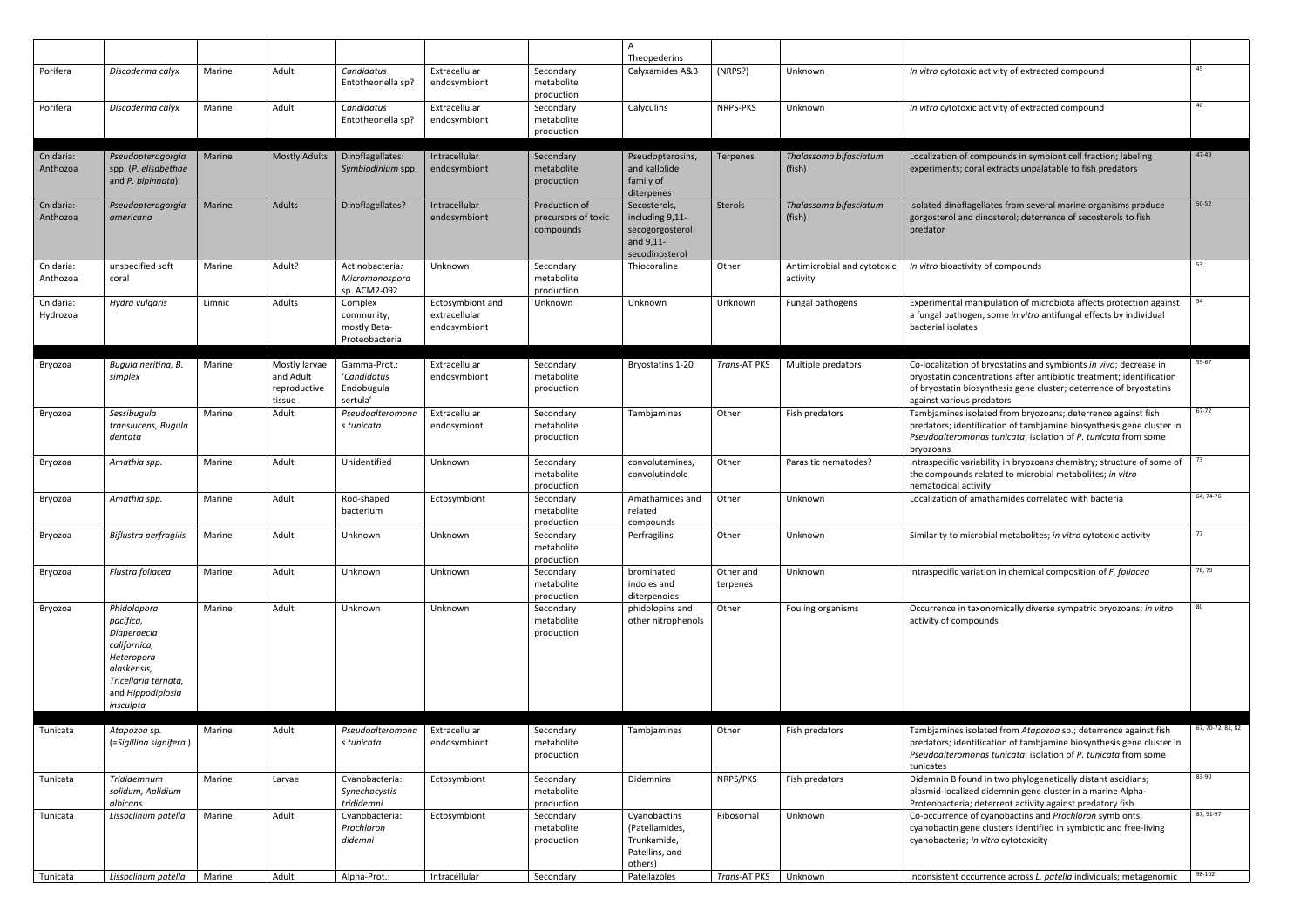| | | | | | | | | | | | |
|---|---|---|---|---|---|---|---|---|---|---|---|
| | | | | | | | A Theopederins | | | | |
| Porifera | *Discoderma calyx* | Marine | Adult | *Candidatus* Entotheonella sp? | Extracellular endosymbiont | Secondary metabolite production | Calyxamides A&B | (NRPS?) | Unknown | *In vitro* cytotoxic activity of extracted compound | 45 |
| Porifera | *Discoderma calyx* | Marine | Adult | *Candidatus* Entotheonella sp? | Extracellular endosymbiont | Secondary metabolite production | Calyculins | NRPS-PKS | Unknown | *In vitro* cytotoxic activity of extracted compound | 46 |
| | | | | | | | | | | | |
| Cnidaria: Anthozoa | *Pseudopterogorgia* spp. (*P. elisabethae* and *P. bipinnata*) | Marine | Mostly Adults | Dinoflagellates: *Symbiodinium* spp. | Intracellular endosymbiont | Secondary metabolite production | Pseudopterosins, and kallolide family of diterpenes | Terpenes | *Thalassoma bifasciatum* (fish) | Localization of compounds in symbiont cell fraction; labeling experiments; coral extracts unpalatable to fish predators | 47-49 |
| Cnidaria: Anthozoa | *Pseudopterogorgia americana* | Marine | Adults | Dinoflagellates? | Intracellular endosymbiont | Production of precursors of toxic compounds | Secosterols, including 9,11-secogorgosterol and 9,11-secodinosterol | Sterols | *Thalassoma bifasciatum* (fish) | Isolated dinoflagellates from several marine organisms produce gorgosterol and dinosterol; deterrence of secosterols to fish predator | 50-52 |
| Cnidaria: Anthozoa | unspecified soft coral | Marine | Adult? | Actinobacteria: *Micromonospora* sp. ACM2-092 | Unknown | Secondary metabolite production | Thiocoraline | Other | Antimicrobial and cytotoxic activity | *In vitro* bioactivity of compounds | 53 |
| Cnidaria: Hydrozoa | *Hydra vulgaris* | Limnic | Adults | Complex community; mostly Beta-Proteobacteria | Ectosymbiont and extracellular endosymbiont | Unknown | Unknown | Unknown | Fungal pathogens | Experimental manipulation of microbiota affects protection against a fungal pathogen; some *in vitro* antifungal effects by individual bacterial isolates | 54 |
| | | | | | | | | | | | |
| Bryozoa | *Bugula neritina, B. simplex* | Marine | Mostly larvae and Adult reproductive tissue | Gamma-Prot.: '*Candidatus* Endobugula sertula' | Extracellular endosymbiont | Secondary metabolite production | Bryostatins 1-20 | *Trans*-AT PKS | Multiple predators | Co-localization of bryostatins and symbionts *in vivo*; decrease in bryostatin concentrations after antibiotic treatment; identification of bryostatin biosynthesis gene cluster; deterrence of bryostatins against various predators | 55-67 |
| Bryozoa | *Sessibugula translucens, Bugula dentata* | Marine | Adult | *Pseudoalteromonas tunicata* | Extracellular endosymiont | Secondary metabolite production | Tambjamines | Other | Fish predators | Tambjamines isolated from bryozoans; deterrence against fish predators; identification of tambjamine biosynthesis gene cluster in *Pseudoalteromonas tunicata*; isolation of *P. tunicata* from some bryozoans | 67-72 |
| Bryozoa | *Amathia spp.* | Marine | Adult | Unidentified | Unknown | Secondary metabolite production | convolutamines, convolutindole | Other | Parasitic nematodes? | Intraspecific variability in bryozoans chemistry; structure of some of the compounds related to microbial metabolites; *in vitro* nematocidal activity | 73 |
| Bryozoa | *Amathia spp.* | Marine | Adult | Rod-shaped bacterium | Ectosymbiont | Secondary metabolite production | Amathamides and related compounds | Other | Unknown | Localization of amathamides correlated with bacteria | 64, 74-76 |
| Bryozoa | *Biflustra perfragilis* | Marine | Adult | Unknown | Unknown | Secondary metabolite production | Perfragilins | Other | Unknown | Similarity to microbial metabolites; *in vitro* cytotoxic activity | 77 |
| Bryozoa | *Flustra foliacea* | Marine | Adult | Unknown | Unknown | Secondary metabolite production | brominated indoles and diterpenoids | Other and terpenes | Unknown | Intraspecific variation in chemical composition of *F. foliacea* | 78, 79 |
| Bryozoa | *Phidolopora pacifica, Diaperoecia californica, Heteropora alaskensis, Tricellaria ternata,* and *Hippodiplosia insculpta* | Marine | Adult | Unknown | Unknown | Secondary metabolite production | phidolopins and other nitrophenols | Other | Fouling organisms | Occurrence in taxonomically diverse sympatric bryozoans; *in vitro* activity of compounds | 80 |
| | | | | | | | | | | | |
| Tunicata | *Atapozoa* sp. (=*Sigillina signifera*) | Marine | Adult | *Pseudoalteromonas tunicata* | Extracellular endosymbiont | Secondary metabolite production | Tambjamines | Other | Fish predators | Tambjamines isolated from *Atapozoa* sp.; deterrence against fish predators; identification of tambjamine biosynthesis gene cluster in *Pseudoalteromonas tunicata*; isolation of *P. tunicata* from some tunicates | 67, 70-72, 81, 82 |
| Tunicata | *Trididemnum solidum, Aplidium albicans* | Marine | Larvae | Cyanobacteria: *Synechocystis trididemni* | Ectosymbiont | Secondary metabolite production | Didemnins | NRPS/PKS | Fish predators | Didemnin B found in two phylogenetically distant ascidians; plasmid-localized didemnin gene cluster in a marine Alpha-Proteobacteria; deterrent activity against predatory fish | 83-90 |
| Tunicata | *Lissoclinum patella* | Marine | Adult | Cyanobacteria: *Prochloron didemni* | Ectosymbiont | Secondary metabolite production | Cyanobactins (Patellamides, Trunkamide, Patellins, and others) | Ribosomal | Unknown | Co-occurrence of cyanobactins and *Prochloron* symbionts; cyanobactin gene clusters identified in symbiotic and free-living cyanobacteria; *in vitro* cytotoxicity | 87, 91-97 |
| Tunicata | *Lissoclinum patella* | Marine | Adult | Alpha-Prot.: | Intracellular | Secondary | Patellazoles | *Trans*-AT PKS | Unknown | Inconsistent occurrence across *L. patella* individuals; metagenomic | 98-102 |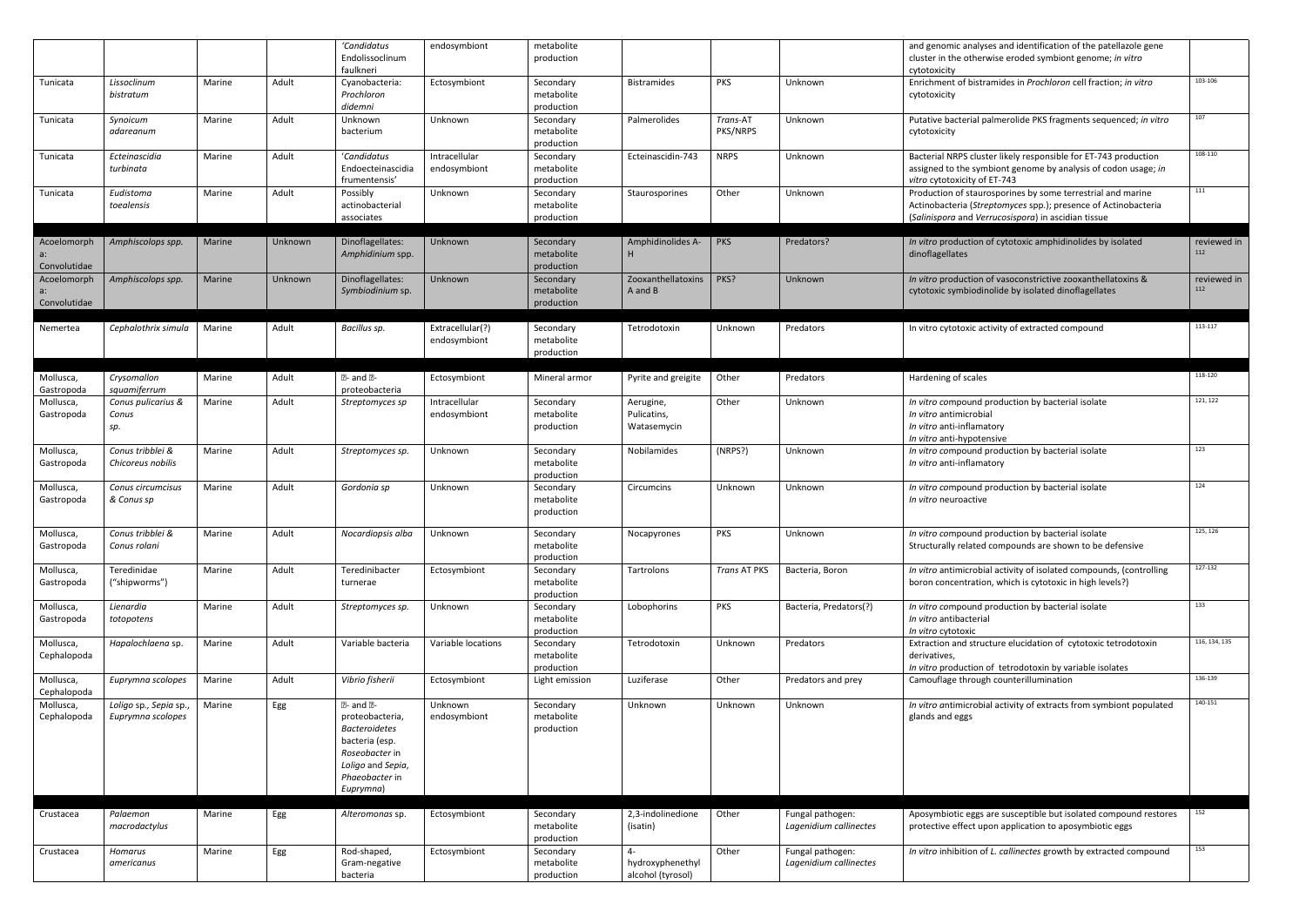| | | | | 'Candidatus Endolissoclinum faulkneri | endosymbiont | metabolite production | | | | and genomic analyses and identification of the patellazole gene cluster in the otherwise eroded symbiont genome; *in vitro* cytotoxicity | |
|---|---|---|---|---|---|---|---|---|---|---|---|
| Tunicata | *Lissoclinum bistratum* | Marine | Adult | Cyanobacteria: *Prochloron didemni* | Ectosymbiont | Secondary metabolite production | Bistramides | PKS | Unknown | Enrichment of bistramides in *Prochloron* cell fraction; *in vitro* cytotoxicity | 103-106 |
| Tunicata | *Synoicum adareanum* | Marine | Adult | Unknown bacterium | Unknown | Secondary metabolite production | Palmerolides | *Trans*-AT PKS/NRPS | Unknown | Putative bacterial palmerolide PKS fragments sequenced; *in vitro* cytotoxicity | 107 |
| Tunicata | *Ecteinascidia turbinata* | Marine | Adult | 'Candidatus Endoecteinascidia frumentensis' | Intracellular endosymbiont | Secondary metabolite production | Ecteinascidin-743 | NRPS | Unknown | Bacterial NRPS cluster likely responsible for ET-743 production assigned to the symbiont genome by analysis of codon usage; *in vitro* cytotoxicity of ET-743 | 108-110 |
| Tunicata | *Eudistoma toealensis* | Marine | Adult | Possibly actinobacterial associates | Unknown | Secondary metabolite production | Staurosporines | Other | Unknown | Production of staurosporines by some terrestrial and marine Actinobacteria (*Streptomyces* spp.); presence of Actinobacteria (*Salinispora* and *Verrucosispora*) in ascidian tissue | 111 |
| | | | | | | | | | | | |
| Acoelomorpha: Convolutidae | *Amphiscolops spp.* | Marine | Unknown | Dinoflagellates: *Amphidinium* spp. | Unknown | Secondary metabolite production | Amphidinolides A-H | PKS | Predators? | *In vitro* production of cytotoxic amphidinolides by isolated dinoflagellates | reviewed in 112 |
| Acoelomorpha: Convolutidae | *Amphiscolops spp.* | Marine | Unknown | Dinoflagellates: *Symbiodinium* sp. | Unknown | Secondary metabolite production | Zooxanthellatoxins A and B | PKS? | Unknown | *In vitro* production of vasoconstrictive zooxanthellatoxins & cytotoxic symbiodinolide by isolated dinoflagellates | reviewed in 112 |
| | | | | | | | | | | | |
| Nemertea | *Cephalothrix simula* | Marine | Adult | *Bacillus sp.* | Extracellular(?) endosymbiont | Secondary metabolite production | Tetrodotoxin | Unknown | Predators | In vitro cytotoxic activity of extracted compound | 113-117 |
| | | | | | | | | | | | |
| Mollusca, Gastropoda | *Crysomallon squamiferrum* | Marine | Adult | ?- and ?-proteobacteria | Ectosymbiont | Mineral armor | Pyrite and greigite | Other | Predators | Hardening of scales | 118-120 |
| Mollusca, Gastropoda | *Conus pulicarius & Conus sp.* | Marine | Adult | *Streptomyces sp* | Intracellular endosymbiont | Secondary metabolite production | Aerugine, Pulicatins, Watasemycin | Other | Unknown | *In vitro* compound production by bacterial isolate<br>*In vitro* antimicrobial<br>*In vitro* anti-inflamatory<br>*In vitro* anti-hypotensive | 121, 122 |
| Mollusca, Gastropoda | *Conus tribblei & Chicoreus nobilis* | Marine | Adult | *Streptomyces sp.* | Unknown | Secondary metabolite production | Nobilamides | (NRPS?) | Unknown | *In vitro* compound production by bacterial isolate<br>*In vitro* anti-inflamatory | 123 |
| Mollusca, Gastropoda | *Conus circumcisus & Conus sp* | Marine | Adult | *Gordonia sp* | Unknown | Secondary metabolite production | Circumcins | Unknown | Unknown | *In vitro* compound production by bacterial isolate<br>*In vitro* neuroactive | 124 |
| Mollusca, Gastropoda | *Conus tribblei & Conus rolani* | Marine | Adult | *Nocardiopsis alba* | Unknown | Secondary metabolite production | Nocapyrones | PKS | Unknown | *In vitro* compound production by bacterial isolate<br>Structurally related compounds are shown to be defensive | 125, 126 |
| Mollusca, Gastropoda | Teredinidae ("shipworms") | Marine | Adult | Teredinibacter turnerae | Ectosymbiont | Secondary metabolite production | Tartrolons | *Trans* AT PKS | Bacteria, Boron | *In vitro* antimicrobial activity of isolated compounds, (controlling boron concentration, which is cytotoxic in high levels?) | 127-132 |
| Mollusca, Gastropoda | *Lienardia totopotens* | Marine | Adult | *Streptomyces sp.* | Unknown | Secondary metabolite production | Lobophorins | PKS | Bacteria, Predators(?) | *In vitro* compound production by bacterial isolate<br>*In vitro* antibacterial<br>*In vitro* cytotoxic | 133 |
| Mollusca, Cephalopoda | *Hapalochlaena* sp. | Marine | Adult | Variable bacteria | Variable locations | Secondary metabolite production | Tetrodotoxin | Unknown | Predators | Extraction and structure elucidation of cytotoxic tetrodotoxin derivatives,<br>*In vitro* production of tetrodotoxin by variable isolates | 116, 134, 135 |
| Mollusca, Cephalopoda | *Euprymna scolopes* | Marine | Adult | *Vibrio fisherii* | Ectosymbiont | Light emission | Luziferase | Other | Predators and prey | Camouflage through counterillumination | 136-139 |
| Mollusca, Cephalopoda | *Loligo sp., Sepia sp., Euprymna scolopes* | Marine | Egg | ?- and ?-proteobacteria, *Bacteroidetes* bacteria (esp. *Roseobacter* in *Loligo* and *Sepia*, *Phaeobacter* in *Euprymna*) | Unknown endosymbiont | Secondary metabolite production | Unknown | Unknown | Unknown | *In vitro* antimicrobial activity of extracts from symbiont populated glands and eggs | 140-151 |
| | | | | | | | | | | | |
| Crustacea | *Palaemon macrodactylus* | Marine | Egg | *Alteromonas* sp. | Ectosymbiont | Secondary metabolite production | 2,3-indolinedione (isatin) | Other | Fungal pathogen: *Lagenidium callinectes* | Aposymbiotic eggs are susceptible but isolated compound restores protective effect upon application to aposymbiotic eggs | 152 |
| Crustacea | *Homarus americanus* | Marine | Egg | Rod-shaped, Gram-negative bacteria | Ectosymbiont | Secondary metabolite production | 4-hydroxyphenethyl alcohol (tyrosol) | Other | Fungal pathogen: *Lagenidium callinectes* | *In vitro* inhibition of *L. callinectes* growth by extracted compound | 153 |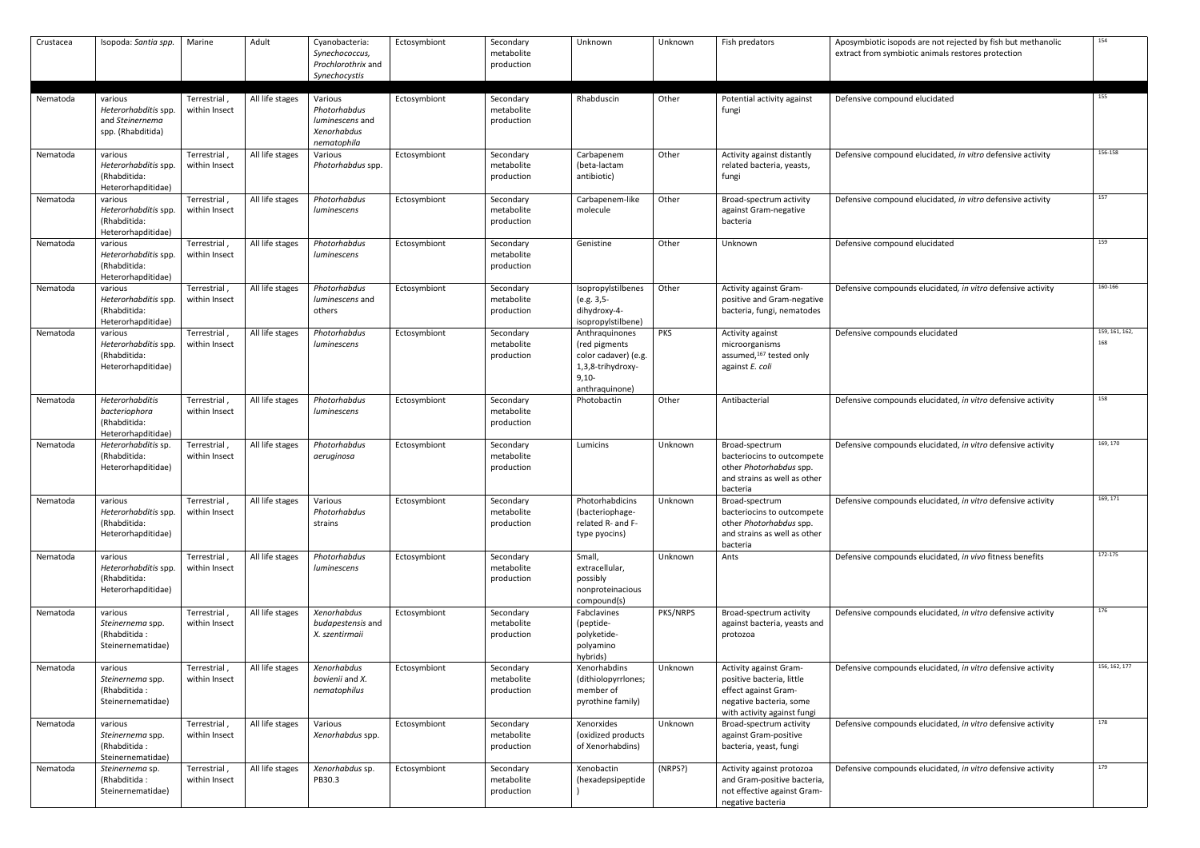| Crustacea | Isopoda: *Santia spp.* | Marine | Adult | Cyanobacteria: *Synechococcus, Prochlorothrix* and *Synechocystis* | Ectosymbiont | Secondary metabolite production | Unknown | Unknown | Fish predators | Aposymbiotic isopods are not rejected by fish but methanolic extract from symbiotic animals restores protection | 154 |
|---|---|---|---|---|---|---|---|---|---|---|---|
| | | | | | | | | | | | |
| Nematoda | various *Heterorhabditis* spp. and *Steinernema* spp. (Rhabditida) | Terrestrial , within Insect | All life stages | Various *Photorhabdus luminescens* and *Xenorhabdus nematophila* | Ectosymbiont | Secondary metabolite production | Rhabduscin | Other | Potential activity against fungi | Defensive compound elucidated | 155 |
| Nematoda | various *Heterorhabditis* spp. (Rhabditida: Heterorhapditidae) | Terrestrial , within Insect | All life stages | Various *Photorhabdus* spp. | Ectosymbiont | Secondary metabolite production | Carbapenem (beta-lactam antibiotic) | Other | Activity against distantly related bacteria, yeasts, fungi | Defensive compound elucidated, *in vitro* defensive activity | 156-158 |
| Nematoda | various *Heterorhabditis* spp. (Rhabditida: Heterorhapditidae) | Terrestrial , within Insect | All life stages | *Photorhabdus luminescens* | Ectosymbiont | Secondary metabolite production | Carbapenem-like molecule | Other | Broad-spectrum activity against Gram-negative bacteria | Defensive compound elucidated, *in vitro* defensive activity | 157 |
| Nematoda | various *Heterorhabditis* spp. (Rhabditida: Heterorhapditidae) | Terrestrial , within Insect | All life stages | *Photorhabdus luminescens* | Ectosymbiont | Secondary metabolite production | Genistine | Other | Unknown | Defensive compound elucidated | 159 |
| Nematoda | various *Heterorhabditis* spp. (Rhabditida: Heterorhapditidae) | Terrestrial , within Insect | All life stages | *Photorhabdus luminescens* and others | Ectosymbiont | Secondary metabolite production | Isopropylstilbenes (e.g. 3,5-dihydroxy-4-isopropylstilbene) | Other | Activity against Gram-positive and Gram-negative bacteria, fungi, nematodes | Defensive compounds elucidated, *in vitro* defensive activity | 160-166 |
| Nematoda | various *Heterorhabditis* spp. (Rhabditida: Heterorhapditidae) | Terrestrial , within Insect | All life stages | *Photorhabdus luminescens* | Ectosymbiont | Secondary metabolite production | Anthraquinones (red pigments color cadaver) (e.g. 1,3,8-trihydroxy-9,10-anthraquinone) | PKS | Activity against microorganisms assumed,[167] tested only against *E. coli* | Defensive compounds elucidated | 159, 161, 162, 168 |
| Nematoda | *Heterorhabditis bacteriophora* (Rhabditida: Heterorhapditidae) | Terrestrial , within Insect | All life stages | *Photorhabdus luminescens* | Ectosymbiont | Secondary metabolite production | Photobactin | Other | Antibacterial | Defensive compounds elucidated, *in vitro* defensive activity | 158 |
| Nematoda | *Heterorhabditis* sp. (Rhabditida: Heterorhapditidae) | Terrestrial , within Insect | All life stages | *Photorhabdus aeruginosa* | Ectosymbiont | Secondary metabolite production | Lumicins | Unknown | Broad-spectrum bacteriocins to outcompete other *Photorhabdus* spp. and strains as well as other bacteria | Defensive compounds elucidated, *in vitro* defensive activity | 169, 170 |
| Nematoda | various *Heterorhabditis* spp. (Rhabditida: Heterorhapditidae) | Terrestrial , within Insect | All life stages | Various *Photorhabdus* strains | Ectosymbiont | Secondary metabolite production | Photorhabdicins (bacteriophage-related R- and F-type pyocins) | Unknown | Broad-spectrum bacteriocins to outcompete other *Photorhabdus* spp. and strains as well as other bacteria | Defensive compounds elucidated, *in vitro* defensive activity | 169, 171 |
| Nematoda | various *Heterorhabditis* spp. (Rhabditida: Heterorhapditidae) | Terrestrial , within Insect | All life stages | *Photorhabdus luminescens* | Ectosymbiont | Secondary metabolite production | Small, extracellular, possibly nonproteinacious compound(s) | Unknown | Ants | Defensive compounds elucidated, *in vivo* fitness benefits | 172-175 |
| Nematoda | various *Steinernema* spp. (Rhabditida : Steinernematidae) | Terrestrial , within Insect | All life stages | *Xenorhabdus budapestensis* and *X. szentirmaii* | Ectosymbiont | Secondary metabolite production | Fabclavines (peptide-polyketide-polyamino hybrids) | PKS/NRPS | Broad-spectrum activity against bacteria, yeasts and protozoa | Defensive compounds elucidated, *in vitro* defensive activity | 176 |
| Nematoda | various *Steinernema* spp. (Rhabditida : Steinernematidae) | Terrestrial , within Insect | All life stages | *Xenorhabdus bovienii* and *X. nematophilus* | Ectosymbiont | Secondary metabolite production | Xenorhabdins (dithiolopyrrlones; member of pyrothine family) | Unknown | Activity against Gram-positive bacteria, little effect against Gram-negative bacteria, some with activity against fungi | Defensive compounds elucidated, *in vitro* defensive activity | 156, 162, 177 |
| Nematoda | various *Steinernema* spp. (Rhabditida : Steinernematidae) | Terrestrial , within Insect | All life stages | Various *Xenorhabdus* spp. | Ectosymbiont | Secondary metabolite production | Xenorxides (oxidized products of Xenorhabdins) | Unknown | Broad-spectrum activity against Gram-positive bacteria, yeast, fungi | Defensive compounds elucidated, *in vitro* defensive activity | 178 |
| Nematoda | *Steinernema* sp. (Rhabditida : Steinernematidae) | Terrestrial , within Insect | All life stages | *Xenorhabdus* sp. PB30.3 | Ectosymbiont | Secondary metabolite production | Xenobactin (hexadepsipeptide) | (NRPS?) | Activity against protozoa and Gram-positive bacteria, not effective against Gram-negative bacteria | Defensive compounds elucidated, *in vitro* defensive activity | 179 |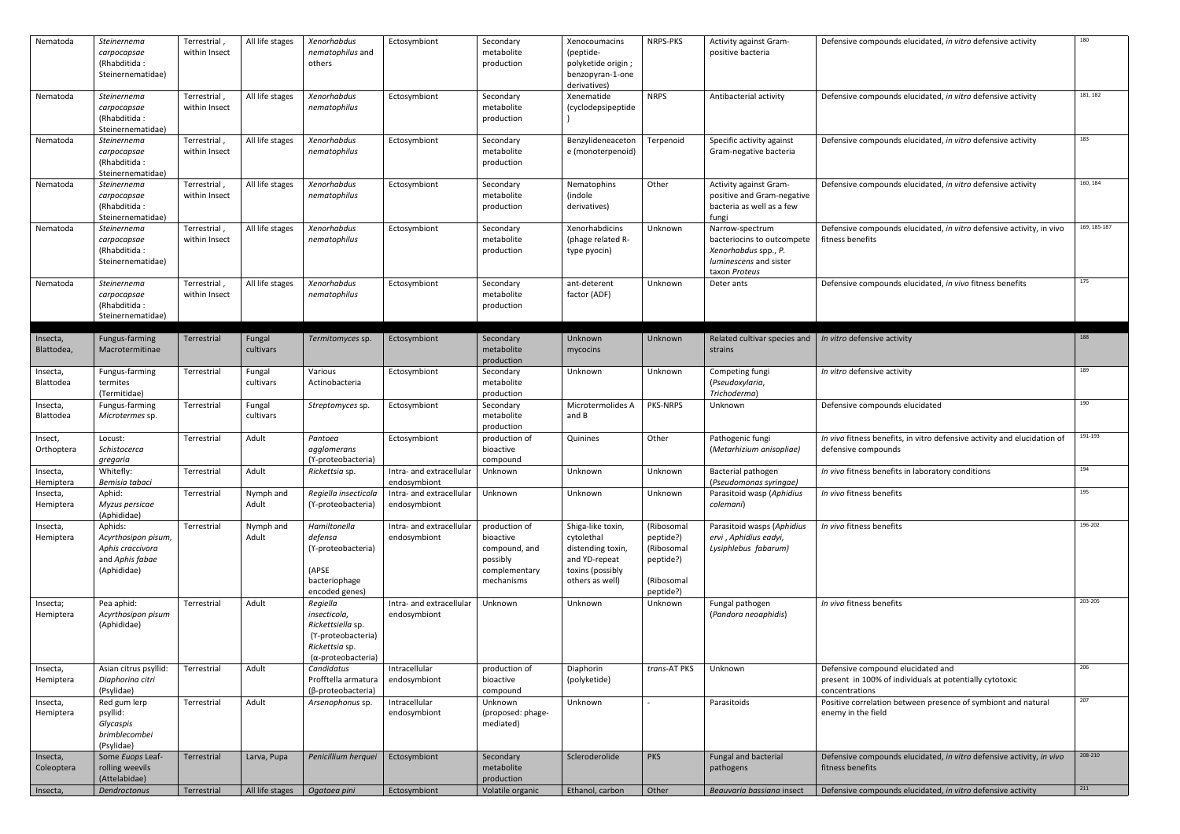| Nematoda | *Steinernema carpocapsae* (Rhabditida : Steinernematidae) | Terrestrial , within Insect | All life stages | *Xenorhabdus nematophilus* and others | Ectosymbiont | Secondary metabolite production | Xenocoumacins (peptide-polyketide origin ; benzopyran-1-one derivatives) | NRPS-PKS | Activity against Gram-positive bacteria | Defensive compounds elucidated, *in vitro* defensive activity | 180 |
|---|---|---|---|---|---|---|---|---|---|---|---|
| Nematoda | *Steinernema carpocapsae* (Rhabditida : Steinernematidae) | Terrestrial , within Insect | All life stages | *Xenorhabdus nematophilus* | Ectosymbiont | Secondary metabolite production | Xenematide (cyclodepsipeptide ) | NRPS | Antibacterial activity | Defensive compounds elucidated, *in vitro* defensive activity | 181, 182 |
| Nematoda | *Steinernema carpocapsae* (Rhabditida : Steinernematidae) | Terrestrial , within Insect | All life stages | *Xenorhabdus nematophilus* | Ectosymbiont | Secondary metabolite production | Benzylideneaceton e (monoterpenoid) | Terpenoid | Specific activity against Gram-negative bacteria | Defensive compounds elucidated, *in vitro* defensive activity | 183 |
| Nematoda | *Steinernema carpocapsae* (Rhabditida : Steinernematidae) | Terrestrial , within Insect | All life stages | *Xenorhabdus nematophilus* | Ectosymbiont | Secondary metabolite production | Nematophins (indole derivatives) | Other | Activity against Gram-positive and Gram-negative bacteria as well as a few fungi | Defensive compounds elucidated, *in vitro* defensive activity | 160, 184 |
| Nematoda | *Steinernema carpocapsae* (Rhabditida : Steinernematidae) | Terrestrial , within Insect | All life stages | *Xenorhabdus nematophilus* | Ectosymbiont | Secondary metabolite production | Xenorhabdicins (phage related R-type pyocin) | Unknown | Narrow-spectrum bacteriocins to outcompete *Xenorhabdus* spp., *P. luminescens* and sister taxon *Proteus* | Defensive compounds elucidated, *in vitro* defensive activity, in vivo fitness benefits | 169, 185-187 |
| Nematoda | *Steinernema carpocapsae* (Rhabditida : Steinernematidae) | Terrestrial , within Insect | All life stages | *Xenorhabdus nematophilus* | Ectosymbiont | Secondary metabolite production | ant-deterent factor (ADF) | Unknown | Deter ants | Defensive compounds elucidated, *in vivo* fitness benefits | 175 |
| Insecta, Blattodea, | Fungus-farming Macrotermitinae | Terrestrial | Fungal cultivars | *Termitomyces* sp. | Ectosymbiont | Secondary metabolite production | Unknown mycocins | Unknown | Related cultivar species and strains | *In vitro* defensive activity | 188 |
| Insecta, Blattodea | Fungus-farming termites (Termitidae) | Terrestrial | Fungal cultivars | Various Actinobacteria | Ectosymbiont | Secondary metabolite production | Unknown | Unknown | Competing fungi (*Pseudoxylaria*, *Trichoderma*) | *In vitro* defensive activity | 189 |
| Insecta, Blattodea | Fungus-farming *Microtermes* sp. | Terrestrial | Fungal cultivars | *Streptomyces* sp. | Ectosymbiont | Secondary metabolite production | Microtermolides A and B | PKS-NRPS | Unknown | Defensive compounds elucidated | 190 |
| Insect, Orthoptera | Locust: *Schistocerca gregaria* | Terrestrial | Adult | *Pantoea agglomerans* (Υ-proteobacteria) | Ectosymbiont | production of bioactive compound | Quinines | Other | Pathogenic fungi (*Metarhizium anisopliae*) | *In vivo* fitness benefits, in vitro defensive activity and elucidation of defensive compounds | 191-193 |
| Insecta, Hemiptera | Whitefly: *Bemisia tabaci* | Terrestrial | Adult | *Rickettsia* sp. | Intra- and extracellular endosymbiont | Unknown | Unknown | Unknown | Bacterial pathogen (*Pseudomonas syringae*) | *In vivo* fitness benefits in laboratory conditions | 194 |
| Insecta, Hemiptera | Aphid: *Myzus persicae* (Aphididae) | Terrestrial | Nymph and Adult | *Regiella insecticola* (Υ-proteobacteria) | Intra- and extracellular endosymbiont | Unknown | Unknown | Unknown | Parasitoid wasp (*Aphidius colemani*) | *In vivo* fitness benefits | 195 |
| Insecta, Hemiptera | Aphids: *Acyrthosipon pisum*, *Aphis craccivora* and *Aphis fabae* (Aphididae) | Terrestrial | Nymph and Adult | *Hamiltonella defensa* (Υ-proteobacteria) (APSE bacteriophage encoded genes) | Intra- and extracellular endosymbiont | production of bioactive compound, and possibly complementary mechanisms | Shiga-like toxin, cytolethal distending toxin, and YD-repeat toxins (possibly others as well) | (Ribosomal peptide?) (Ribosomal peptide?) (Ribosomal peptide?) | Parasitoid wasps (*Aphidius ervi* , *Aphidius eadyi*, *Lysiphlebus fabarum)* | *In vivo* fitness benefits | 196-202 |
| Insecta; Hemiptera | Pea aphid: *Acyrthosipon pisum* (Aphididae) | Terrestrial | Adult | *Regiella insecticola*, *Rickettsiella* sp. (Υ-proteobacteria) *Rickettsia* sp. (α-proteobacteria) | Intra- and extracellular endosymbiont | Unknown | Unknown | Unknown | Fungal pathogen (*Pandora neoaphidis*) | *In vivo* fitness benefits | 203-205 |
| Insecta, Hemiptera | Asian citrus psyllid: *Diaphorina citri* (Psylidae) | Terrestrial | Adult | *Candidatus* Profftella armatura (β-proteobacteria) | Intracellular endosymbiont | production of bioactive compound | Diaphorin (polyketide) | *trans*-AT PKS | Unknown | Defensive compound elucidated and present in 100% of individuals at potentially cytotoxic concentrations | 206 |
| Insecta, Hemiptera | Red gum lerp psyllid: *Glycaspis brimblecombei* (Psylidae) | Terrestrial | Adult | *Arsenophonus* sp. | Intracellular endosymbiont | Unknown (proposed: phage-mediated) | Unknown | - | Parasitoids | Positive correlation between presence of symbiont and natural enemy in the field | 207 |
| Insecta, Coleoptera | Some *Euops* Leaf-rolling weevils (Attelabidae) | Terrestrial | Larva, Pupa | *Penicillium herquei* | Ectosymbiont | Secondary metabolite production | Scleroderolide | PKS | Fungal and bacterial pathogens | Defensive compounds elucidated, *in vitro* defensive activity, *in vivo* fitness benefits | 208-210 |
| Insecta, | *Dendroctonus* | Terrestrial | All life stages | *Ogataea pini* | Ectosymbiont | Volatile organic | Ethanol, carbon | Other | *Beauvaria bassiana* insect | Defensive compounds elucidated, *in vitro* defensive activity | 211 |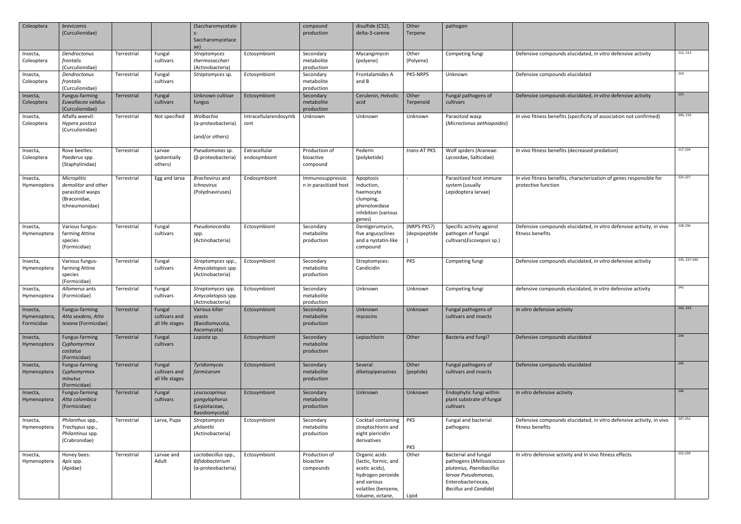| Coleoptera | *brevicomis* (Curculionidae) | | | (Saccharomycetales: Saccharomycetaceae) | | compound production | disulfide (CS2), delta-3-carene | Other Terpene | pathogen | | |
|---|---|---|---|---|---|---|---|---|---|---|---|
| Insecta, Coleoptera | *Dendroctonus frontalis* (Curculionidae) | Terrestrial | Fungal cultivars | *Streptomyces thermosacchari* (Actinobacteria) | Ectosymbiont | Secondary metabolite production | Mycangimycin (polyene) | Other (Polyene) | Competing fungi | Defensive compounds elucidated, *in vitro* defensive activity | 212, 213 |
| Insecta, Coleoptera | *Dendroctonus frontalis* (Curculionidae) | Terrestrial | Fungal cultivars | *Streptomyces* sp. | Ectosymbiont | Secondary metabolite production | Frontalamides A and B | PKS-NRPS | Unknown | Defensive compounds elucidated | 214 |
| Insecta, Coleoptera | Fungus-farming *Euwallacea validus* (Curculionidae) | Terrestrial | Fungal cultivars | Unknown cultivar fungus | Ectosymbiont | Secondary metabolite production | Cerulenin, Helvolic acid | Other Terpenoid | Fungal pathogens of cultivars | Defensive compounds elucidated, *in vitro* defensive activity | 215 |
| Insecta, Coleoptera | Alfalfa weevil: *Hypera postica* (Curculionidae) | Terrestrial | Not specified | *Wolbachia* (α-proteobacteria) (and/or others) | Intracellularendosymbiont | Unknown | Unknown | Unknown | Parasitoid wasp (*Microctonus aethiopoides*) | *In vivo* fitness benefits (specificity of association not confirmed) | 200, 216 |
| Insecta, Coleoptera | Rove beetles: *Paederus* spp. (Staphylinidae) | Terrestrial | Larvae (potentially others) | *Pseudomonas* sp. (β-proteobacteria) | Extracellular endosymbiont | Production of bioactive compound | Pederin (polyketide) | *trans*-AT PKS | Wolf spiders (Araneae: Lycosidae, Salticidae) | *In vivo* fitness benefits (decreased predation) | 217-224 |
| Insecta, Hymenoptera | *Microplitis demolitor* and other parasitoid wasps (Braconidae, Ichneumonidae) | Terrestrial | Egg and larva | *Brachovirus* and *Ichnovirus* (Polydnaviruses) | Endosymbiont | Immunosuppression in parasitized host | Apoptosis induction, haemocyte clumping, phenoloxidase inhibition (various genes) | - | Parasitized host immune system (usually Lepidoptera larvae) | *In vivo* fitness benefits, characterization of genes responsible for protective function | 225-227 |
| Insecta, Hymenoptera | Various fungus-farming Attine species (Formicidae) | Terrestrial | Fungal cultivars | *Pseudonocardia* spp. (Actinobacteria) | Ectosymbiont | Secondary metabolite production | Dentigerumycin, five angucyclines and a nystatin-like compound | (NRPS-PKS?) (depsipeptide) | Specific activity against pathogen of fungal cultivars(*Escovopsis* sp.) | Defensive compounds elucidated, in vitro defensive activity, in vivo fitness benefits | 228-236 |
| Insecta, Hymenoptera | Various fungus-farming Attine species (Formicidae) | Terrestrial | Fungal cultivars | *Streptomyces* spp., *Amycolatopsis* spp. (Actinobacteria) | Ectosymbiont | Secondary metabolite production | Streptomyces: Candicidin | PKS | Competing fungi | Defensive compounds elucidated, *in vitro* defensive activity | 235, 237-240 |
| Insecta, Hymenoptera | *Allomerus* ants (Formicidae) | Terrestrial | Fungal cultivars | *Streptomyces* spp. *Amycolatopsis* spp. (Actinobacteria) | Ectosymbiont | Secondary metabolite production | Unknown | Unknown | Competing fungi | defensive compounds elucidated, *in vitro* defensive activity | 241 |
| Insecta, Hymenoptera, Formicidae | Fungus-farming *Atta sexdens, Atta texana* (Formicidae) | Terrestrial | Fungal cultivars and all life stages | Various killer yeasts (Basidiomycota, Ascomycota) | Ectosymbiont | Secondary metabolite production | Unknown mycocins | Unknown | Fungal pathogens of cultivars and insects | *In vitro* defensive activity | 242, 243 |
| Insecta, Hymenoptera | Fungus-farming *Cyphomyrmex costatus* (Formicidae) | Terrestrial | Fungal cultivars | *Lepiota* sp. | Ectosymbiont | Secondary metabolite production | Lepiochlorin | Other | Bacteria and fungi? | Defensive compounds elucidated | 244 |
| Insecta, Hymenoptera | Fungus-farming *Cyphomyrmex minutus* (Formicidae) | Terrestrial | Fungal cultivars and all life stages | *Tyridiomyces formicarum* | Ectosymbiont | Secondary metabolite production | Several diketopiperazines | Other (peptide) | Fungal pathogens of cultivars and insects | Defensive compounds elucidated | 245 |
| Insecta, Hymenoptera | Fungus-farming *Atta colombica* (Formicidae) | Terrestrial | Fungal cultivars | *Leucocoprinus gongylophorus* (Lepiotaceae, Basidiomycota) | Ectosymbiont | Secondary metabolite production | Unknown | Unknown | Endophytic fungi within plant substrate of fungal cultivars | *In vitro* defensive activity | 246 |
| Insecta, Hymenoptera | *Philanthus* spp., *Trachypus* spp., *Philantinus* spp. (Crabronidae) | Terrestrial | Larva, Pupa | *Streptomyces philanthi* (Actinobacteria) | Ectosymbiont | Secondary metabolite production | Cocktail containing streptochlorin and eight piericidin derivatives | PKS<br>PKS | Fungal and bacterial pathogens | Defensive compounds elucidated, in vitro defensive activity, in vivo fitness benefits | 247-251 |
| Insecta, Hymenoptera | Honey bees: *Apis* spp. (Apidae) | Terrestrial | Larvae and Adult | *Lactobacillus* spp., *Bifidobacterium* (α-proteobacteria) | Ectosymbiont | Production of bioactive compounds | Organic acids (lactic, formic, and acetic acids), hydrogen peroxide and various volatiles (benzene, toluene, octane, | Other<br>Lipid | Bacterial and fungal pathogens (*Melissococcus plutonius, Paenibacillus larvae Pseudomonas*, Enterobacteriocea, *Bacillus* and *Candida*) | *In vitro* defensive activity and In vivo fitness effects | 252-259 |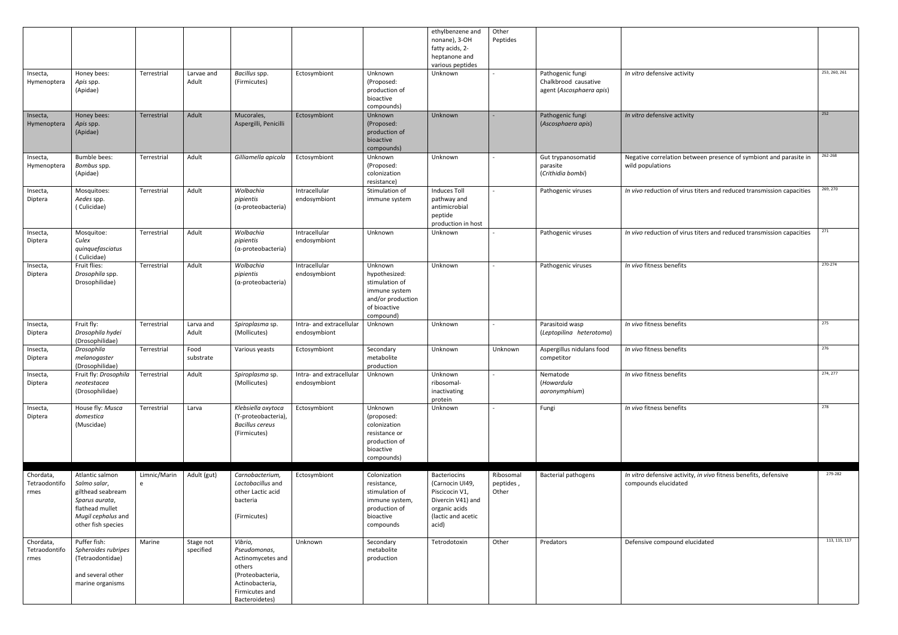| | | | | | | | | | | | |
|---|---|---|---|---|---|---|---|---|---|---|---|
| | | | | | | | ethylbenzene and nonane), 3-OH fatty acids, 2-heptanone and various peptides | Other Peptides | | | |
| Insecta, Hymenoptera | Honey bees: *Apis* spp. (Apidae) | Terrestrial | Larvae and Adult | *Bacillus* spp. (Firmicutes) | Ectosymbiont | Unknown (Proposed: production of bioactive compounds) | Unknown | - | Pathogenic fungi Chalkbrood causative agent (*Ascosphaera apis*) | *In vitro* defensive activity | 253, 260, 261 |
| Insecta, Hymenoptera | Honey bees: *Apis* spp. (Apidae) | Terrestrial | Adult | Mucorales, Aspergilli, Penicilli | Ectosymbiont | Unknown (Proposed: production of bioactive compounds) | Unknown | - | Pathogenic fungi (*Ascosphaera apis*) | *In vitro* defensive activity | 252 |
| Insecta, Hymenoptera | Bumble bees: *Bombus* spp. (Apidae) | Terrestrial | Adult | *Gilliamella apicola* | Ectosymbiont | Unknown (Proposed: colonization resistance) | Unknown | - | Gut trypanosomatid parasite (*Crithidia bombi*) | Negative correlation between presence of symbiont and parasite in wild populations | 262-268 |
| Insecta, Diptera | Mosquitoes: *Aedes* spp. ( Culicidae) | Terrestrial | Adult | *Wolbachia pipientis* (α-proteobacteria) | Intracellular endosymbiont | Stimulation of immune system | Induces Toll pathway and antimicrobial peptide production in host | - | Pathogenic viruses | *In vivo* reduction of virus titers and reduced transmission capacities | 269, 270 |
| Insecta, Diptera | Mosquitoe: *Culex quinquefasciatus* ( Culicidae) | Terrestrial | Adult | *Wolbachia pipientis* (α-proteobacteria) | Intracellular endosymbiont | Unknown | Unknown | - | Pathogenic viruses | *In vivo* reduction of virus titers and reduced transmission capacities | 271 |
| Insecta, Diptera | Fruit flies: *Drosophila* spp. Drosophilidae) | Terrestrial | Adult | *Wolbachia pipientis* (α-proteobacteria) | Intracellular endosymbiont | Unknown hypothesized: stimulation of immune system and/or production of bioactive compound) | Unknown | - | Pathogenic viruses | *In vivo* fitness benefits | 270-274 |
| Insecta, Diptera | Fruit fly: *Drosophila hydei* (Drosophilidae) | Terrestrial | Larva and Adult | *Spiroplasma* sp. (Mollicutes) | Intra- and extracellular endosymbiont | Unknown | Unknown | - | Parasitoid wasp (*Leptopilina heterotoma*) | *In vivo* fitness benefits | 275 |
| Insecta, Diptera | *Drosophila melanogaster* (Drosophilidae) | Terrestrial | Food substrate | Various yeasts | Ectosymbiont | Secondary metabolite production | Unknown | Unknown | Aspergillus nidulans food competitor | *In vivo* fitness benefits | 276 |
| Insecta, Diptera | Fruit fly: *Drosophila neotestacea* (Drosophilidae) | Terrestrial | Adult | *Spiroplasma* sp. (Mollicutes) | Intra- and extracellular endosymbiont | Unknown | Unknown ribosomal-inactivating protein | - | Nematode (*Howardula aoronymphium*) | *In vivo* fitness benefits | 274, 277 |
| Insecta, Diptera | House fly: *Musca domestica* (Muscidae) | Terrestrial | Larva | *Klebsiella oxytoca* (Υ-proteobacteria), *Bacillus cereus* (Firmicutes) | Ectosymbiont | Unknown (proposed: colonization resistance or production of bioactive compounds) | Unknown | - | Fungi | *In vivo* fitness benefits | 278 |
| Chordata, Tetraodontiformes | Atlantic salmon *Salmo salar*, gilthead seabream *Sparus aurata*, flathead mullet *Mugil cephalus* and other fish species | Limnic/Marine | Adult (gut) | *Carnobacterium*, *Lactobacillus* and other Lactic acid bacteria (Firmicutes) | Ectosymbiont | Colonization resistance, stimulation of immune system, production of bioactive compounds | Bacteriocins (Carnocin UI49, Piscicocin V1, Divercin V41) and organic acids (lactic and acetic acid) | Ribosomal peptides , Other | Bacterial pathogens | *In vitro* defensive activity, *in vivo* fitness benefits, defensive compounds elucidated | 279-282 |
| Chordata, Tetraodontiformes | Puffer fish: *Spheroides rubripes* (Tetraodontidae) and several other marine organisms | Marine | Stage not specified | *Vibrio*, *Pseudomonas*, Actinomycetes and others (Proteobacteria, Actinobacteria, Firmicutes and Bacteroidetes) | Unknown | Secondary metabolite production | Tetrodotoxin | Other | Predators | Defensive compound elucidated | 113, 115, 117 |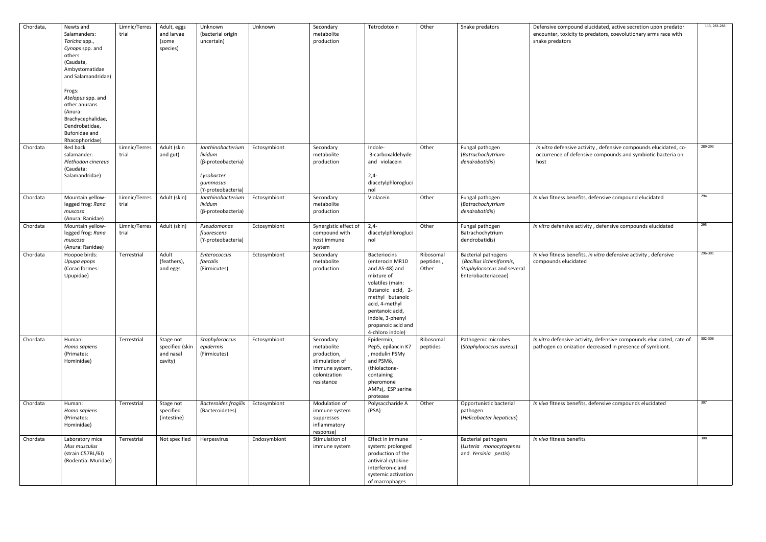| Chordata, | Newts and Salamanders: *Taricha* spp., *Cynops* spp. and others (Caudata, Ambystomatidae and Salamandridae)<br><br>Frogs: *Atelopus* spp. and other anurans (Anura: Brachycephalidae, Dendrobatidae, Bufonidae and Rhacophoridae) | Limnic/Terrestrial | Adult, eggs and larvae (some species) | Unknown (bacterial origin uncertain) | Unknown | Secondary metabolite production | Tetrodotoxin | Other | Snake predators | Defensive compound elucidated, active secretion upon predator encounter, toxicity to predators, coevolutionary arms race with snake predators | 113, 283-288 |
|---|---|---|---|---|---|---|---|---|---|---|---|
| Chordata | Red back salamander: *Plethodon cinereus* (Caudata: Salamandridae) | Limnic/Terrestrial | Adult (skin and gut) | *Janthinobacterium lividum* (β-proteobacteria)<br><br>*Lysobacter gummosus* (Ɣ-proteobacteria) | Ectosymbiont | Secondary metabolite production | Indole-3-carboxaldehyde and violacein<br><br>2,4-diacetylphlorogluci nol | Other | Fungal pathogen (*Batrachochytrium dendrobatidis*) | *In vitro* defensive activity , defensive compounds elucidated, co-occurrence of defensive compounds and symbiotic bacteria on host | 289-293 |
| Chordata | Mountain yellow-legged frog: *Rana muscosa* (Anura: Ranidae) | Limnic/Terrestrial | Adult (skin) | *Janthinobacterium lividum* (β-proteobacteria) | Ectosymbiont | Secondary metabolite production | Violacein | Other | Fungal pathogen (*Batrachochytrium dendrobatidis*) | *In vivo* fitness benefits, defensive compound elucidated | 294 |
| Chordata | Mountain yellow-legged frog: *Rana muscosa* (Anura: Ranidae) | Limnic/Terrestrial | Adult (skin) | *Pseudomonas fluorescens* (Ɣ-proteobacteria) | Ectosymbiont | Synergistic effect of compound with host immune system | 2,4-diacetylphlorogluci nol | Other | Fungal pathogen Batrachochytrium dendrobatidis) | *In vitro* defensive activity , defensive compounds elucidated | 295 |
| Chordata | Hoopoe birds: *Upupa epops* (Coraciformes: Upupidae) | Terrestrial | Adult (feathers), and eggs | *Enterococcus faecalis* (Firmicutes) | Ectosymbiont | Secondary metabolite production | Bacteriocins (enterocin MR10 and AS-48) and mixture of volatiles (main: Butanoic acid, 2-methyl butanoic acid, 4-methyl pentanoic acid, indole, 3-phenyl propanoic acid and 4-chloro indole) | Ribosomal peptides , Other | Bacterial pathogens (*Bacillus licheniformis*, *Staphylococcus* and several Enterobacteriaceae) | *In vivo* fitness benefits, *in vitro* defensive activity , defensive compounds elucidated | 296-301 |
| Chordata | Human: *Homo sapiens* (Primates: Hominidae) | Terrestrial | Stage not specified (skin and nasal cavity) | *Staphylococcus epidermis* (Firmicutes) | Ectosymbiont | Secondary metabolite production, stimulation of immune system, colonization resistance | Epidermin, Pep5, epilancin K7 , modulin PSMγ and PSMδ, (thiolactone-containing pheromone AMPs), ESP serine protease | Ribosomal peptides | Pathogenic microbes (*Staphylococcus aureus*) | *In vitro* defensive activity, defensive compounds elucidated, rate of pathogen colonization decreased in presence of symbiont. | 302-306 |
| Chordata | Human: *Homo sapiens* (Primates: Hominidae) | Terrestrial | Stage not specified (intestine) | *Bacteroides fragilis* (Bacteroidetes) | Ectosymbiont | Modulation of immune system suppresses inflammatory response) | Polysaccharide A (PSA) | Other | Opportunistic bacterial pathogen (*Helicobacter hepaticus*) | *In vivo* fitness benefits, defensive compounds elucidated | 307 |
| Chordata | Laboratory mice *Mus musculus* (strain C57BL/6J) (Rodentia: Muridae) | Terrestrial | Not specified | Herpesvirus | Endosymbiont | Stimulation of immune system | Effect in immune system: prolonged production of the antiviral cytokine interferon-c and systemic activation of macrophages | - | Bacterial pathogens (*Listeria monocytogenes* and *Yersinia pestis*) | *In vivo* fitness benefits | 308 |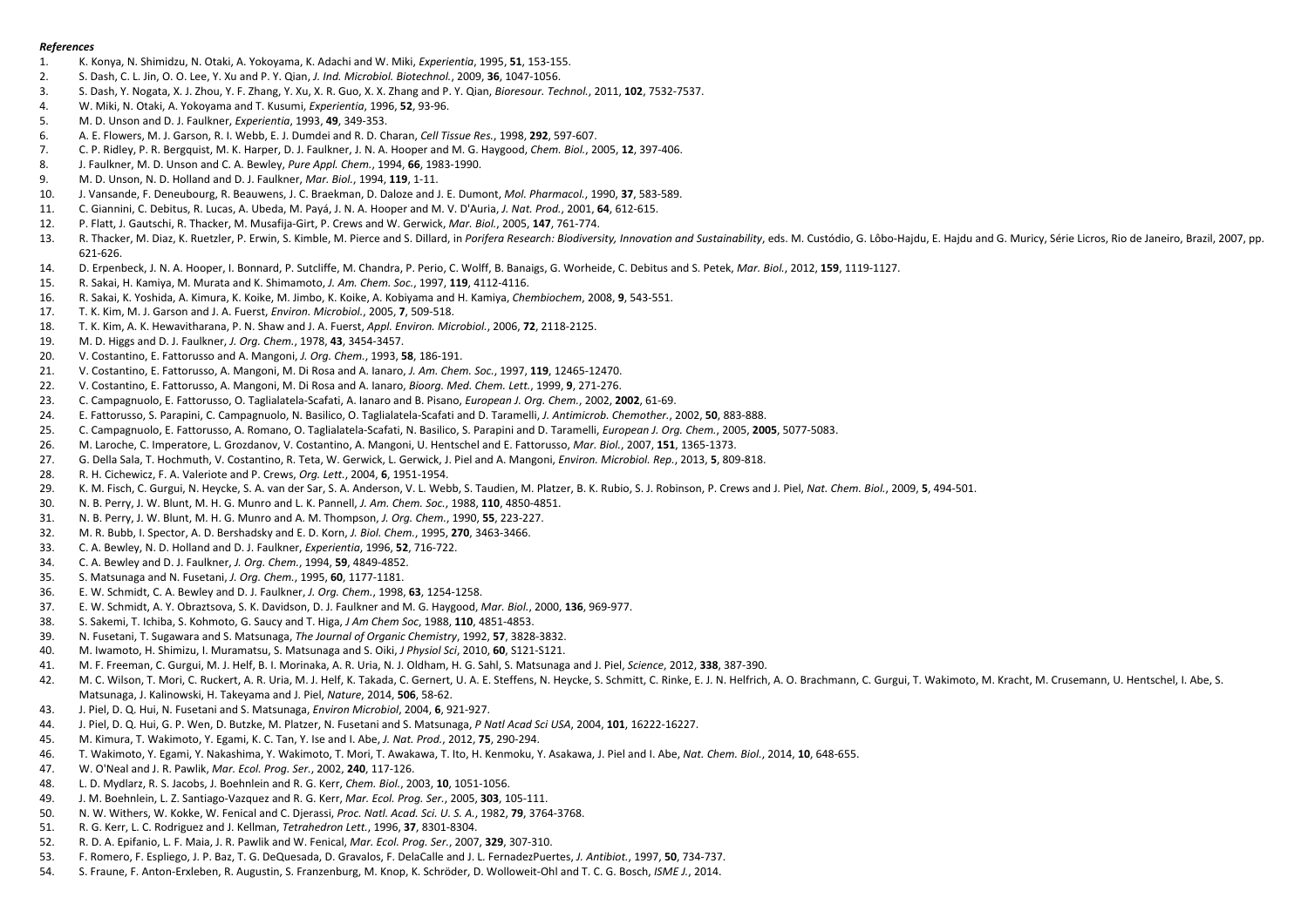***References***

1. K. Konya, N. Shimidzu, N. Otaki, A. Yokoyama, K. Adachi and W. Miki, *Experientia*, 1995, **51**, 153-155.
2. S. Dash, C. L. Jin, O. O. Lee, Y. Xu and P. Y. Qian, *J. Ind. Microbiol. Biotechnol.*, 2009, **36**, 1047-1056.
3. S. Dash, Y. Nogata, X. J. Zhou, Y. F. Zhang, Y. Xu, X. R. Guo, X. X. Zhang and P. Y. Qian, *Bioresour. Technol.*, 2011, **102**, 7532-7537.
4. W. Miki, N. Otaki, A. Yokoyama and T. Kusumi, *Experientia*, 1996, **52**, 93-96.
5. M. D. Unson and D. J. Faulkner, *Experientia*, 1993, **49**, 349-353.
6. A. E. Flowers, M. J. Garson, R. I. Webb, E. J. Dumdei and R. D. Charan, *Cell Tissue Res.*, 1998, **292**, 597-607.
7. C. P. Ridley, P. R. Bergquist, M. K. Harper, D. J. Faulkner, J. N. A. Hooper and M. G. Haygood, *Chem. Biol.*, 2005, **12**, 397-406.
8. J. Faulkner, M. D. Unson and C. A. Bewley, *Pure Appl. Chem.*, 1994, **66**, 1983-1990.
9. M. D. Unson, N. D. Holland and D. J. Faulkner, *Mar. Biol.*, 1994, **119**, 1-11.
10. J. Vansande, F. Deneubourg, R. Beauwens, J. C. Braekman, D. Daloze and J. E. Dumont, *Mol. Pharmacol.*, 1990, **37**, 583-589.
11. C. Giannini, C. Debitus, R. Lucas, A. Ubeda, M. Payá, J. N. A. Hooper and M. V. D'Auria, *J. Nat. Prod.*, 2001, **64**, 612-615.
12. P. Flatt, J. Gautschi, R. Thacker, M. Musafija-Girt, P. Crews and W. Gerwick, *Mar. Biol.*, 2005, **147**, 761-774.
13. R. Thacker, M. Diaz, K. Ruetzler, P. Erwin, S. Kimble, M. Pierce and S. Dillard, in *Porifera Research: Biodiversity, Innovation and Sustainability*, eds. M. Custódio, G. Lôbo-Hajdu, E. Hajdu and G. Muricy, Série Licros, Rio de Janeiro, Brazil, 2007, pp. 621-626.
14. D. Erpenbeck, J. N. A. Hooper, I. Bonnard, P. Sutcliffe, M. Chandra, P. Perio, C. Wolff, B. Banaigs, G. Worheide, C. Debitus and S. Petek, *Mar. Biol.*, 2012, **159**, 1119-1127.
15. R. Sakai, H. Kamiya, M. Murata and K. Shimamoto, *J. Am. Chem. Soc.*, 1997, **119**, 4112-4116.
16. R. Sakai, K. Yoshida, A. Kimura, K. Koike, M. Jimbo, K. Koike, A. Kobiyama and H. Kamiya, *Chembiochem*, 2008, **9**, 543-551.
17. T. K. Kim, M. J. Garson and J. A. Fuerst, *Environ. Microbiol.*, 2005, **7**, 509-518.
18. T. K. Kim, A. K. Hewavitharana, P. N. Shaw and J. A. Fuerst, *Appl. Environ. Microbiol.*, 2006, **72**, 2118-2125.
19. M. D. Higgs and D. J. Faulkner, *J. Org. Chem.*, 1978, **43**, 3454-3457.
20. V. Costantino, E. Fattorusso and A. Mangoni, *J. Org. Chem.*, 1993, **58**, 186-191.
21. V. Costantino, E. Fattorusso, A. Mangoni, M. Di Rosa and A. Ianaro, *J. Am. Chem. Soc.*, 1997, **119**, 12465-12470.
22. V. Costantino, E. Fattorusso, A. Mangoni, M. Di Rosa and A. Ianaro, *Bioorg. Med. Chem. Lett.*, 1999, **9**, 271-276.
23. C. Campagnuolo, E. Fattorusso, O. Taglialatela-Scafati, A. Ianaro and B. Pisano, *European J. Org. Chem.*, 2002, **2002**, 61-69.
24. E. Fattorusso, S. Parapini, C. Campagnuolo, N. Basilico, O. Taglialatela-Scafati and D. Taramelli, *J. Antimicrob. Chemother.*, 2002, **50**, 883-888.
25. C. Campagnuolo, E. Fattorusso, A. Romano, O. Taglialatela-Scafati, N. Basilico, S. Parapini and D. Taramelli, *European J. Org. Chem.*, 2005, **2005**, 5077-5083.
26. M. Laroche, C. Imperatore, L. Grozdanov, V. Costantino, A. Mangoni, U. Hentschel and E. Fattorusso, *Mar. Biol.*, 2007, **151**, 1365-1373.
27. G. Della Sala, T. Hochmuth, V. Costantino, R. Teta, W. Gerwick, L. Gerwick, J. Piel and A. Mangoni, *Environ. Microbiol. Rep.*, 2013, **5**, 809-818.
28. R. H. Cichewicz, F. A. Valeriote and P. Crews, *Org. Lett.*, 2004, **6**, 1951-1954.
29. K. M. Fisch, C. Gurgui, N. Heycke, S. A. van der Sar, S. A. Anderson, V. L. Webb, S. Taudien, M. Platzer, B. K. Rubio, S. J. Robinson, P. Crews and J. Piel, *Nat. Chem. Biol.*, 2009, **5**, 494-501.
30. N. B. Perry, J. W. Blunt, M. H. G. Munro and L. K. Pannell, *J. Am. Chem. Soc.*, 1988, **110**, 4850-4851.
31. N. B. Perry, J. W. Blunt, M. H. G. Munro and A. M. Thompson, *J. Org. Chem.*, 1990, **55**, 223-227.
32. M. R. Bubb, I. Spector, A. D. Bershadsky and E. D. Korn, *J. Biol. Chem.*, 1995, **270**, 3463-3466.
33. C. A. Bewley, N. D. Holland and D. J. Faulkner, *Experientia*, 1996, **52**, 716-722.
34. C. A. Bewley and D. J. Faulkner, *J. Org. Chem.*, 1994, **59**, 4849-4852.
35. S. Matsunaga and N. Fusetani, *J. Org. Chem.*, 1995, **60**, 1177-1181.
36. E. W. Schmidt, C. A. Bewley and D. J. Faulkner, *J. Org. Chem.*, 1998, **63**, 1254-1258.
37. E. W. Schmidt, A. Y. Obraztsova, S. K. Davidson, D. J. Faulkner and M. G. Haygood, *Mar. Biol.*, 2000, **136**, 969-977.
38. S. Sakemi, T. Ichiba, S. Kohmoto, G. Saucy and T. Higa, *J Am Chem Soc*, 1988, **110**, 4851-4853.
39. N. Fusetani, T. Sugawara and S. Matsunaga, *The Journal of Organic Chemistry*, 1992, **57**, 3828-3832.
40. M. Iwamoto, H. Shimizu, I. Muramatsu, S. Matsunaga and S. Oiki, *J Physiol Sci*, 2010, **60**, S121-S121.
41. M. F. Freeman, C. Gurgui, M. J. Helf, B. I. Morinaka, A. R. Uria, N. J. Oldham, H. G. Sahl, S. Matsunaga and J. Piel, *Science*, 2012, **338**, 387-390.
42. M. C. Wilson, T. Mori, C. Ruckert, A. R. Uria, M. J. Helf, K. Takada, C. Gernert, U. A. E. Steffens, N. Heycke, S. Schmitt, C. Rinke, E. J. N. Helfrich, A. O. Brachmann, C. Gurgui, T. Wakimoto, M. Kracht, M. Crusemann, U. Hentschel, I. Abe, S. Matsunaga, J. Kalinowski, H. Takeyama and J. Piel, *Nature*, 2014, **506**, 58-62.
43. J. Piel, D. Q. Hui, N. Fusetani and S. Matsunaga, *Environ Microbiol*, 2004, **6**, 921-927.
44. J. Piel, D. Q. Hui, G. P. Wen, D. Butzke, M. Platzer, N. Fusetani and S. Matsunaga, *P Natl Acad Sci USA*, 2004, **101**, 16222-16227.
45. M. Kimura, T. Wakimoto, Y. Egami, K. C. Tan, Y. Ise and I. Abe, *J. Nat. Prod.*, 2012, **75**, 290-294.
46. T. Wakimoto, Y. Egami, Y. Nakashima, Y. Wakimoto, T. Mori, T. Awakawa, T. Ito, H. Kenmoku, Y. Asakawa, J. Piel and I. Abe, *Nat. Chem. Biol.*, 2014, **10**, 648-655.
47. W. O'Neal and J. R. Pawlik, *Mar. Ecol. Prog. Ser.*, 2002, **240**, 117-126.
48. L. D. Mydlarz, R. S. Jacobs, J. Boehnlein and R. G. Kerr, *Chem. Biol.*, 2003, **10**, 1051-1056.
49. J. M. Boehnlein, L. Z. Santiago-Vazquez and R. G. Kerr, *Mar. Ecol. Prog. Ser.*, 2005, **303**, 105-111.
50. N. W. Withers, W. Kokke, W. Fenical and C. Djerassi, *Proc. Natl. Acad. Sci. U. S. A.*, 1982, **79**, 3764-3768.
51. R. G. Kerr, L. C. Rodriguez and J. Kellman, *Tetrahedron Lett.*, 1996, **37**, 8301-8304.
52. R. D. A. Epifanio, L. F. Maia, J. R. Pawlik and W. Fenical, *Mar. Ecol. Prog. Ser.*, 2007, **329**, 307-310.
53. F. Romero, F. Espliego, J. P. Baz, T. G. DeQuesada, D. Gravalos, F. DelaCalle and J. L. FernadezPuertes, *J. Antibiot.*, 1997, **50**, 734-737.
54. S. Fraune, F. Anton-Erxleben, R. Augustin, S. Franzenburg, M. Knop, K. Schröder, D. Wolloweit-Ohl and T. C. G. Bosch, *ISME J.*, 2014.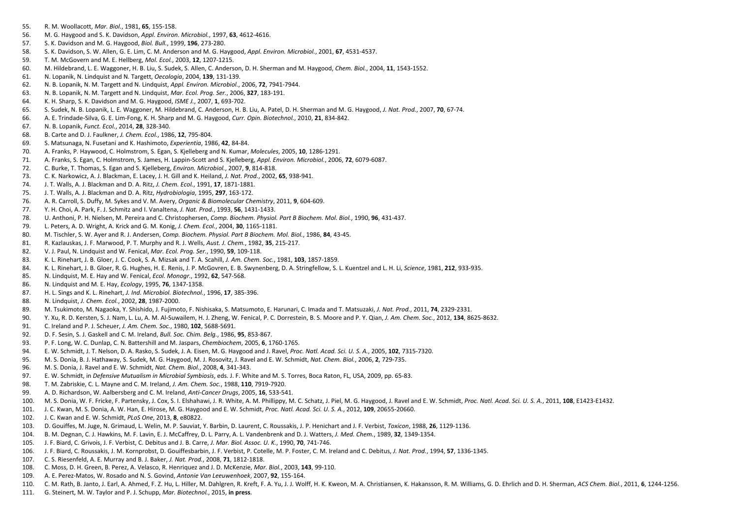55. R. M. Woollacott, *Mar. Biol.*, 1981, **65**, 155-158.
56. M. G. Haygood and S. K. Davidson, *Appl. Environ. Microbiol.*, 1997, **63**, 4612-4616.
57. S. K. Davidson and M. G. Haygood, *Biol. Bull.*, 1999, **196**, 273-280.
58. S. K. Davidson, S. W. Allen, G. E. Lim, C. M. Anderson and M. G. Haygood, *Appl. Environ. Microbiol.*, 2001, **67**, 4531-4537.
59. T. M. McGovern and M. E. Hellberg, *Mol. Ecol.*, 2003, **12**, 1207-1215.
60. M. Hildebrand, L. E. Waggoner, H. B. Liu, S. Sudek, S. Allen, C. Anderson, D. H. Sherman and M. Haygood, *Chem. Biol.*, 2004, **11**, 1543-1552.
61. N. Lopanik, N. Lindquist and N. Targett, *Oecologia*, 2004, **139**, 131-139.
62. N. B. Lopanik, N. M. Targett and N. Lindquist, *Appl. Environ. Microbiol.*, 2006, **72**, 7941-7944.
63. N. B. Lopanik, N. M. Targett and N. Lindquist, *Mar. Ecol. Prog. Ser.*, 2006, **327**, 183-191.
64. K. H. Sharp, S. K. Davidson and M. G. Haygood, *ISME J.*, 2007, **1**, 693-702.
65. S. Sudek, N. B. Lopanik, L. E. Waggoner, M. Hildebrand, C. Anderson, H. B. Liu, A. Patel, D. H. Sherman and M. G. Haygood, *J. Nat. Prod.*, 2007, **70**, 67-74.
66. A. E. Trindade-Silva, G. E. Lim-Fong, K. H. Sharp and M. G. Haygood, *Curr. Opin. Biotechnol.*, 2010, **21**, 834-842.
67. N. B. Lopanik, *Funct. Ecol.*, 2014, **28**, 328-340.
68. B. Carte and D. J. Faulkner, *J. Chem. Ecol.*, 1986, **12**, 795-804.
69. S. Matsunaga, N. Fusetani and K. Hashimoto, *Experientia*, 1986, **42**, 84-84.
70. A. Franks, P. Haywood, C. Holmstrom, S. Egan, S. Kjelleberg and N. Kumar, *Molecules*, 2005, **10**, 1286-1291.
71. A. Franks, S. Egan, C. Holmstrom, S. James, H. Lappin-Scott and S. Kjelleberg, *Appl. Environ. Microbiol.*, 2006, **72**, 6079-6087.
72. C. Burke, T. Thomas, S. Egan and S. Kjelleberg, *Environ. Microbiol.*, 2007, **9**, 814-818.
73. C. K. Narkowicz, A. J. Blackman, E. Lacey, J. H. Gill and K. Heiland, *J. Nat. Prod.*, 2002, **65**, 938-941.
74. J. T. Walls, A. J. Blackman and D. A. Ritz, *J. Chem. Ecol.*, 1991, **17**, 1871-1881.
75. J. T. Walls, A. J. Blackman and D. A. Ritz, *Hydrobiologia*, 1995, **297**, 163-172.
76. A. R. Carroll, S. Duffy, M. Sykes and V. M. Avery, *Organic & Biomolecular Chemistry*, 2011, **9**, 604-609.
77. Y. H. Choi, A. Park, F. J. Schmitz and I. Vanaltena, *J. Nat. Prod.*, 1993, **56**, 1431-1433.
78. U. Anthoni, P. H. Nielsen, M. Pereira and C. Christophersen, *Comp. Biochem. Physiol. Part B Biochem. Mol. Biol.*, 1990, **96**, 431-437.
79. L. Peters, A. D. Wright, A. Krick and G. M. Konig, *J. Chem. Ecol.*, 2004, **30**, 1165-1181.
80. M. Tischler, S. W. Ayer and R. J. Andersen, *Comp. Biochem. Physiol. Part B Biochem. Mol. Biol.*, 1986, **84**, 43-45.
81. R. Kazlauskas, J. F. Marwood, P. T. Murphy and R. J. Wells, *Aust. J. Chem.*, 1982, **35**, 215-217.
82. V. J. Paul, N. Lindquist and W. Fenical, *Mar. Ecol. Prog. Ser.*, 1990, **59**, 109-118.
83. K. L. Rinehart, J. B. Gloer, J. C. Cook, S. A. Mizsak and T. A. Scahill, *J. Am. Chem. Soc.*, 1981, **103**, 1857-1859.
84. K. L. Rinehart, J. B. Gloer, R. G. Hughes, H. E. Renis, J. P. McGovren, E. B. Swynenberg, D. A. Stringfellow, S. L. Kuentzel and L. H. Li, *Science*, 1981, **212**, 933-935.
85. N. Lindquist, M. E. Hay and W. Fenical, *Ecol. Monogr.*, 1992, **62**, 547-568.
86. N. Lindquist and M. E. Hay, *Ecology*, 1995, **76**, 1347-1358.
87. H. L. Sings and K. L. Rinehart, *J. Ind. Microbiol. Biotechnol.*, 1996, **17**, 385-396.
88. N. Lindquist, *J. Chem. Ecol.*, 2002, **28**, 1987-2000.
89. M. Tsukimoto, M. Nagaoka, Y. Shishido, J. Fujimoto, F. Nishisaka, S. Matsumoto, E. Harunari, C. Imada and T. Matsuzaki, *J. Nat. Prod.*, 2011, **74**, 2329-2331.
90. Y. Xu, R. D. Kersten, S. J. Nam, L. Lu, A. M. Al-Suwailem, H. J. Zheng, W. Fenical, P. C. Dorrestein, B. S. Moore and P. Y. Qian, *J. Am. Chem. Soc.*, 2012, **134**, 8625-8632.
91. C. Ireland and P. J. Scheuer, *J. Am. Chem. Soc.*, 1980, **102**, 5688-5691.
92. D. F. Sesin, S. J. Gaskell and C. M. Ireland, *Bull. Soc. Chim. Belg.*, 1986, **95**, 853-867.
93. P. F. Long, W. C. Dunlap, C. N. Battershill and M. Jaspars, *Chembiochem*, 2005, **6**, 1760-1765.
94. E. W. Schmidt, J. T. Nelson, D. A. Rasko, S. Sudek, J. A. Eisen, M. G. Haygood and J. Ravel, *Proc. Natl. Acad. Sci. U. S. A.*, 2005, **102**, 7315-7320.
95. M. S. Donia, B. J. Hathaway, S. Sudek, M. G. Haygood, M. J. Rosovitz, J. Ravel and E. W. Schmidt, *Nat. Chem. Biol.*, 2006, **2**, 729-735.
96. M. S. Donia, J. Ravel and E. W. Schmidt, *Nat. Chem. Biol.*, 2008, **4**, 341-343.
97. E. W. Schmidt, in *Defensive Mutualism in Microbial Symbiosis*, eds. J. F. White and M. S. Torres, Boca Raton, FL, USA, 2009, pp. 65-83.
98. T. M. Zabriskie, C. L. Mayne and C. M. Ireland, *J. Am. Chem. Soc.*, 1988, **110**, 7919-7920.
99. A. D. Richardson, W. Aalbersberg and C. M. Ireland, *Anti-Cancer Drugs*, 2005, **16**, 533-541.
100. M. S. Donia, W. F. Fricke, F. Partensky, J. Cox, S. I. Elshahawi, J. R. White, A. M. Phillippy, M. C. Schatz, J. Piel, M. G. Haygood, J. Ravel and E. W. Schmidt, *Proc. Natl. Acad. Sci. U. S. A.*, 2011, **108**, E1423-E1432.
101. J. C. Kwan, M. S. Donia, A. W. Han, E. Hirose, M. G. Haygood and E. W. Schmidt, *Proc. Natl. Acad. Sci. U. S. A.*, 2012, **109**, 20655-20660.
102. J. C. Kwan and E. W. Schmidt, *PLoS One*, 2013, **8**, e80822.
103. D. Gouiffes, M. Juge, N. Grimaud, L. Welin, M. P. Sauviat, Y. Barbin, D. Laurent, C. Roussakis, J. P. Henichart and J. F. Verbist, *Toxicon*, 1988, **26**, 1129-1136.
104. B. M. Degnan, C. J. Hawkins, M. F. Lavin, E. J. McCaffrey, D. L. Parry, A. L. Vandenbrenk and D. J. Watters, *J. Med. Chem.*, 1989, **32**, 1349-1354.
105. J. F. Biard, C. Grivois, J. F. Verbist, C. Debitus and J. B. Carre, *J. Mar. Biol. Assoc. U. K.*, 1990, **70**, 741-746.
106. J. F. Biard, C. Roussakis, J. M. Kornprobst, D. Gouiffesbarbin, J. F. Verbist, P. Cotelle, M. P. Foster, C. M. Ireland and C. Debitus, *J. Nat. Prod.*, 1994, **57**, 1336-1345.
107. C. S. Riesenfeld, A. E. Murray and B. J. Baker, *J. Nat. Prod.*, 2008, **71**, 1812-1818.
108. C. Moss, D. H. Green, B. Perez, A. Velasco, R. Henriquez and J. D. McKenzie, *Mar. Biol.*, 2003, **143**, 99-110.
109. A. E. Perez-Matos, W. Rosado and N. S. Govind, *Antonie Van Leeuwenhoek*, 2007, **92**, 155-164.
110. C. M. Rath, B. Janto, J. Earl, A. Ahmed, F. Z. Hu, L. Hiller, M. Dahlgren, R. Kreft, F. A. Yu, J. J. Wolff, H. K. Kweon, M. A. Christiansen, K. Hakansson, R. M. Williams, G. D. Ehrlich and D. H. Sherman, *ACS Chem. Biol.*, 2011, **6**, 1244-1256.
111. G. Steinert, M. W. Taylor and P. J. Schupp, *Mar. Biotechnol.*, 2015, **in press**.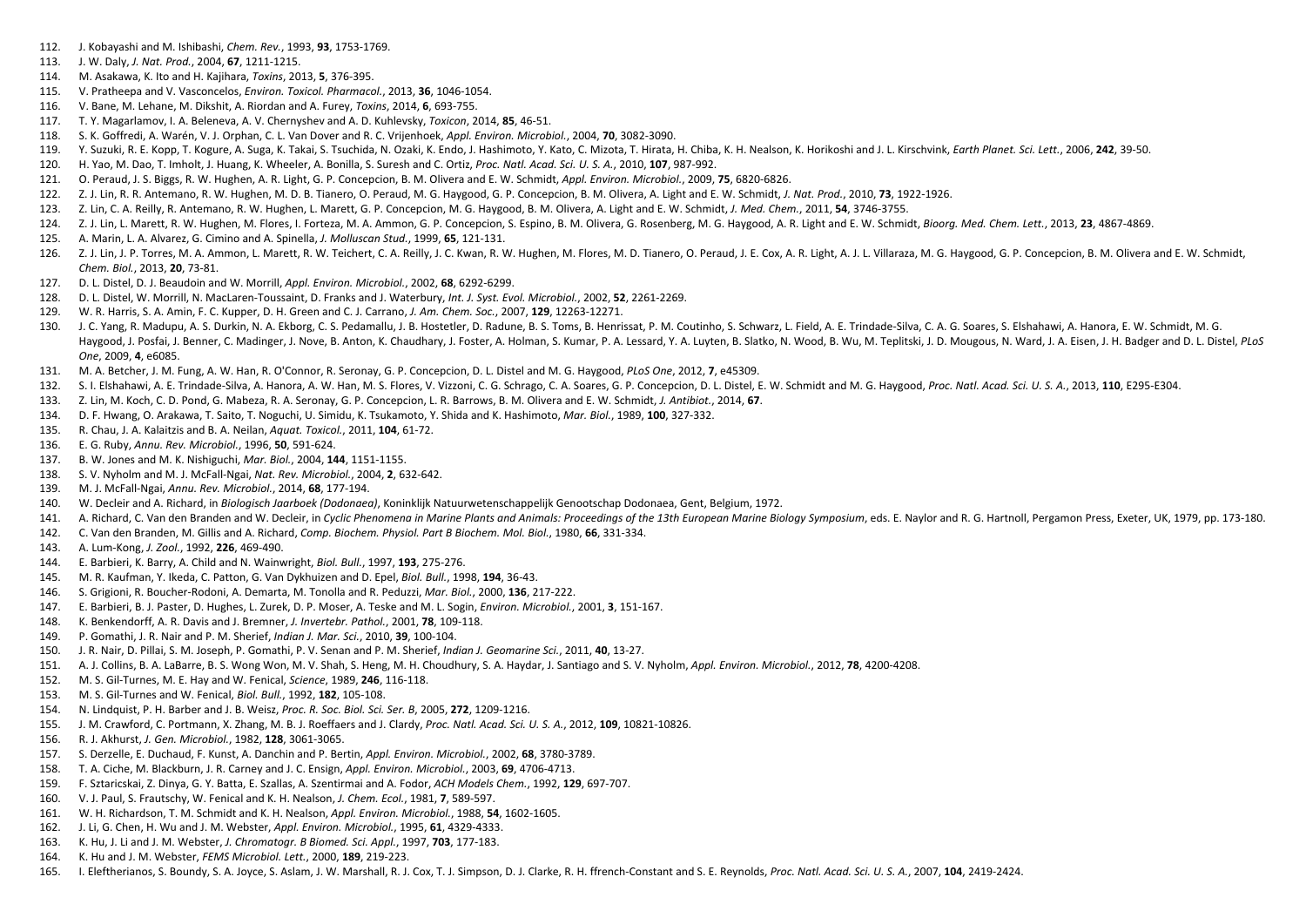112. J. Kobayashi and M. Ishibashi, *Chem. Rev.*, 1993, **93**, 1753-1769.
113. J. W. Daly, *J. Nat. Prod.*, 2004, **67**, 1211-1215.
114. M. Asakawa, K. Ito and H. Kajihara, *Toxins*, 2013, **5**, 376-395.
115. V. Pratheepa and V. Vasconcelos, *Environ. Toxicol. Pharmacol.*, 2013, **36**, 1046-1054.
116. V. Bane, M. Lehane, M. Dikshit, A. Riordan and A. Furey, *Toxins*, 2014, **6**, 693-755.
117. T. Y. Magarlamov, I. A. Beleneva, A. V. Chernyshev and A. D. Kuhlevsky, *Toxicon*, 2014, **85**, 46-51.
118. S. K. Goffredi, A. Warén, V. J. Orphan, C. L. Van Dover and R. C. Vrijenhoek, *Appl. Environ. Microbiol.*, 2004, **70**, 3082-3090.
119. Y. Suzuki, R. E. Kopp, T. Kogure, A. Suga, K. Takai, S. Tsuchida, N. Ozaki, K. Endo, J. Hashimoto, Y. Kato, C. Mizota, T. Hirata, H. Chiba, K. H. Nealson, K. Horikoshi and J. L. Kirschvink, *Earth Planet. Sci. Lett.*, 2006, **242**, 39-50.
120. H. Yao, M. Dao, T. Imholt, J. Huang, K. Wheeler, A. Bonilla, S. Suresh and C. Ortiz, *Proc. Natl. Acad. Sci. U. S. A.*, 2010, **107**, 987-992.
121. O. Peraud, J. S. Biggs, R. W. Hughen, A. R. Light, G. P. Concepcion, B. M. Olivera and E. W. Schmidt, *Appl. Environ. Microbiol.*, 2009, **75**, 6820-6826.
122. Z. J. Lin, R. R. Antemano, R. W. Hughen, M. D. B. Tianero, O. Peraud, M. G. Haygood, G. P. Concepcion, B. M. Olivera, A. Light and E. W. Schmidt, *J. Nat. Prod.*, 2010, **73**, 1922-1926.
123. Z. Lin, C. A. Reilly, R. Antemano, R. W. Hughen, L. Marett, G. P. Concepcion, M. G. Haygood, B. M. Olivera, A. Light and E. W. Schmidt, *J. Med. Chem.*, 2011, **54**, 3746-3755.
124. Z. J. Lin, L. Marett, R. W. Hughen, M. Flores, I. Forteza, M. A. Ammon, G. P. Concepcion, S. Espino, B. M. Olivera, G. Rosenberg, M. G. Haygood, A. R. Light and E. W. Schmidt, *Bioorg. Med. Chem. Lett.*, 2013, **23**, 4867-4869.
125. A. Marin, L. A. Alvarez, G. Cimino and A. Spinella, *J. Molluscan Stud.*, 1999, **65**, 121-131.
126. Z. J. Lin, J. P. Torres, M. A. Ammon, L. Marett, R. W. Teichert, C. A. Reilly, J. C. Kwan, R. W. Hughen, M. Flores, M. D. Tianero, O. Peraud, J. E. Cox, A. R. Light, A. J. L. Villaraza, M. G. Haygood, G. P. Concepcion, B. M. Olivera and E. W. Schmidt, *Chem. Biol.*, 2013, **20**, 73-81.
127. D. L. Distel, D. J. Beaudoin and W. Morrill, *Appl. Environ. Microbiol.*, 2002, **68**, 6292-6299.
128. D. L. Distel, W. Morrill, N. MacLaren-Toussaint, D. Franks and J. Waterbury, *Int. J. Syst. Evol. Microbiol.*, 2002, **52**, 2261-2269.
129. W. R. Harris, S. A. Amin, F. C. Kupper, D. H. Green and C. J. Carrano, *J. Am. Chem. Soc.*, 2007, **129**, 12263-12271.
130. J. C. Yang, R. Madupu, A. S. Durkin, N. A. Ekborg, C. S. Pedamallu, J. B. Hostetler, D. Radune, B. S. Toms, B. Henrissat, P. M. Coutinho, S. Schwarz, L. Field, A. E. Trindade-Silva, C. A. G. Soares, S. Elshahawi, A. Hanora, E. W. Schmidt, M. G. Haygood, J. Posfai, J. Benner, C. Madinger, J. Nove, B. Anton, K. Chaudhary, J. Foster, A. Holman, S. Kumar, P. A. Lessard, Y. A. Luyten, B. Slatko, N. Wood, B. Wu, M. Teplitski, J. D. Mougous, N. Ward, J. A. Eisen, J. H. Badger and D. L. Distel, *PLoS One*, 2009, **4**, e6085.
131. M. A. Betcher, J. M. Fung, A. W. Han, R. O'Connor, R. Seronay, G. P. Concepcion, D. L. Distel and M. G. Haygood, *PLoS One*, 2012, **7**, e45309.
132. S. I. Elshahawi, A. E. Trindade-Silva, A. Hanora, A. W. Han, M. S. Flores, V. Vizzoni, C. G. Schrago, C. A. Soares, G. P. Concepcion, D. L. Distel, E. W. Schmidt and M. G. Haygood, *Proc. Natl. Acad. Sci. U. S. A.*, 2013, **110**, E295-E304.
133. Z. Lin, M. Koch, C. D. Pond, G. Mabeza, R. A. Seronay, G. P. Concepcion, L. R. Barrows, B. M. Olivera and E. W. Schmidt, *J. Antibiot.*, 2014, **67**.
134. D. F. Hwang, O. Arakawa, T. Saito, T. Noguchi, U. Simidu, K. Tsukamoto, Y. Shida and K. Hashimoto, *Mar. Biol.*, 1989, **100**, 327-332.
135. R. Chau, J. A. Kalaitzis and B. A. Neilan, *Aquat. Toxicol.*, 2011, **104**, 61-72.
136. E. G. Ruby, *Annu. Rev. Microbiol.*, 1996, **50**, 591-624.
137. B. W. Jones and M. K. Nishiguchi, *Mar. Biol.*, 2004, **144**, 1151-1155.
138. S. V. Nyholm and M. J. McFall-Ngai, *Nat. Rev. Microbiol.*, 2004, **2**, 632-642.
139. M. J. McFall-Ngai, *Annu. Rev. Microbiol.*, 2014, **68**, 177-194.
140. W. Decleir and A. Richard, in *Biologisch Jaarboek (Dodonaea)*, Koninklijk Natuurwetenschappelijk Genootschap Dodonaea, Gent, Belgium, 1972.
141. A. Richard, C. Van den Branden and W. Decleir, in *Cyclic Phenomena in Marine Plants and Animals: Proceedings of the 13th European Marine Biology Symposium*, eds. E. Naylor and R. G. Hartnoll, Pergamon Press, Exeter, UK, 1979, pp. 173-180.
142. C. Van den Branden, M. Gillis and A. Richard, *Comp. Biochem. Physiol. Part B Biochem. Mol. Biol.*, 1980, **66**, 331-334.
143. A. Lum-Kong, *J. Zool.*, 1992, **226**, 469-490.
144. E. Barbieri, K. Barry, A. Child and N. Wainwright, *Biol. Bull.*, 1997, **193**, 275-276.
145. M. R. Kaufman, Y. Ikeda, C. Patton, G. Van Dykhuizen and D. Epel, *Biol. Bull.*, 1998, **194**, 36-43.
146. S. Grigioni, R. Boucher-Rodoni, A. Demarta, M. Tonolla and R. Peduzzi, *Mar. Biol.*, 2000, **136**, 217-222.
147. E. Barbieri, B. J. Paster, D. Hughes, L. Zurek, D. P. Moser, A. Teske and M. L. Sogin, *Environ. Microbiol.*, 2001, **3**, 151-167.
148. K. Benkendorff, A. R. Davis and J. Bremner, *J. Invertebr. Pathol.*, 2001, **78**, 109-118.
149. P. Gomathi, J. R. Nair and P. M. Sherief, *Indian J. Mar. Sci.*, 2010, **39**, 100-104.
150. J. R. Nair, D. Pillai, S. M. Joseph, P. Gomathi, P. V. Senan and P. M. Sherief, *Indian J. Geomarine Sci.*, 2011, **40**, 13-27.
151. A. J. Collins, B. A. LaBarre, B. S. Wong Won, M. V. Shah, S. Heng, M. H. Choudhury, S. A. Haydar, J. Santiago and S. V. Nyholm, *Appl. Environ. Microbiol.*, 2012, **78**, 4200-4208.
152. M. S. Gil-Turnes, M. E. Hay and W. Fenical, *Science*, 1989, **246**, 116-118.
153. M. S. Gil-Turnes and W. Fenical, *Biol. Bull.*, 1992, **182**, 105-108.
154. N. Lindquist, P. H. Barber and J. B. Weisz, *Proc. R. Soc. Biol. Sci. Ser. B*, 2005, **272**, 1209-1216.
155. J. M. Crawford, C. Portmann, X. Zhang, M. B. J. Roeffaers and J. Clardy, *Proc. Natl. Acad. Sci. U. S. A.*, 2012, **109**, 10821-10826.
156. R. J. Akhurst, *J. Gen. Microbiol.*, 1982, **128**, 3061-3065.
157. S. Derzelle, E. Duchaud, F. Kunst, A. Danchin and P. Bertin, *Appl. Environ. Microbiol.*, 2002, **68**, 3780-3789.
158. T. A. Ciche, M. Blackburn, J. R. Carney and J. C. Ensign, *Appl. Environ. Microbiol.*, 2003, **69**, 4706-4713.
159. F. Sztaricskai, Z. Dinya, G. Y. Batta, E. Szallas, A. Szentirmai and A. Fodor, *ACH Models Chem.*, 1992, **129**, 697-707.
160. V. J. Paul, S. Frautschy, W. Fenical and K. H. Nealson, *J. Chem. Ecol.*, 1981, **7**, 589-597.
161. W. H. Richardson, T. M. Schmidt and K. H. Nealson, *Appl. Environ. Microbiol.*, 1988, **54**, 1602-1605.
162. J. Li, G. Chen, H. Wu and J. M. Webster, *Appl. Environ. Microbiol.*, 1995, **61**, 4329-4333.
163. K. Hu, J. Li and J. M. Webster, *J. Chromatogr. B Biomed. Sci. Appl.*, 1997, **703**, 177-183.
164. K. Hu and J. M. Webster, *FEMS Microbiol. Lett.*, 2000, **189**, 219-223.
165. I. Eleftherianos, S. Boundy, S. A. Joyce, S. Aslam, J. W. Marshall, R. J. Cox, T. J. Simpson, D. J. Clarke, R. H. ffrench-Constant and S. E. Reynolds, *Proc. Natl. Acad. Sci. U. S. A.*, 2007, **104**, 2419-2424.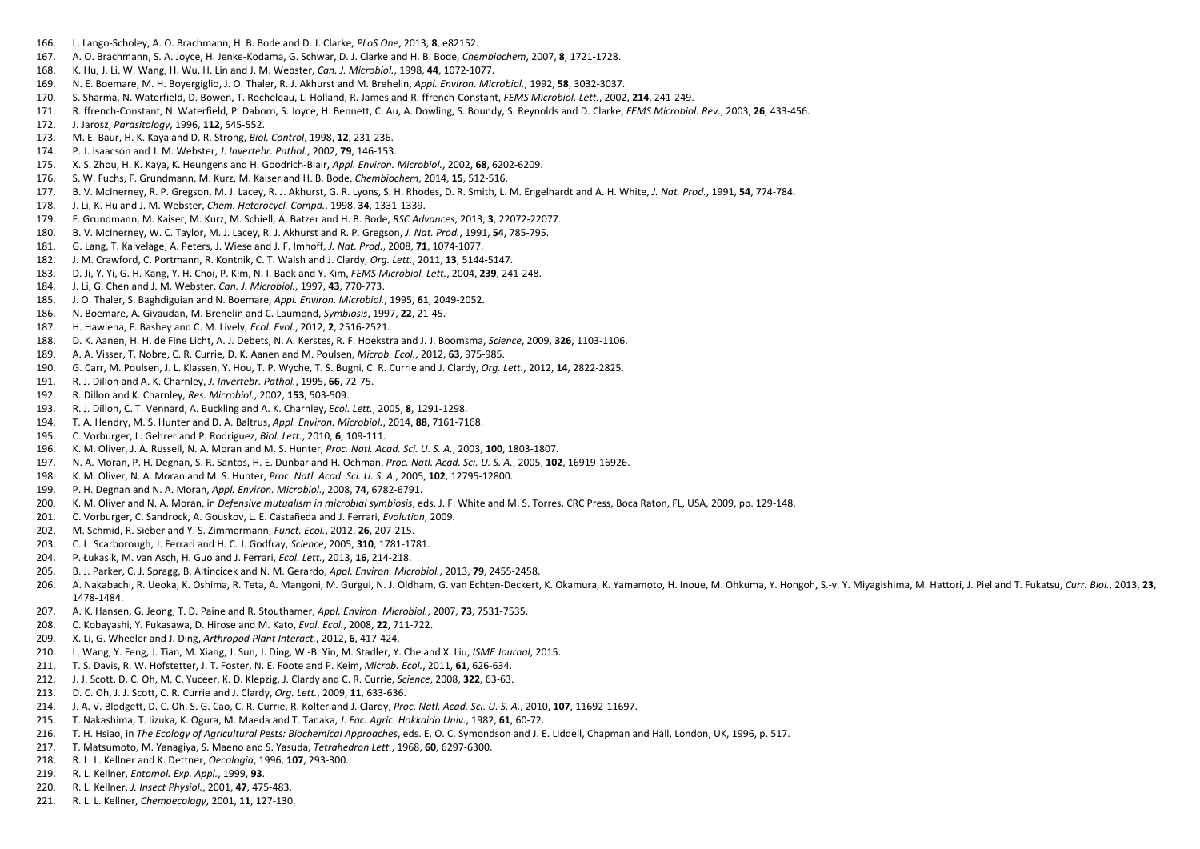166. L. Lango-Scholey, A. O. Brachmann, H. B. Bode and D. J. Clarke, *PLoS One*, 2013, **8**, e82152.
167. A. O. Brachmann, S. A. Joyce, H. Jenke-Kodama, G. Schwar, D. J. Clarke and H. B. Bode, *Chembiochem*, 2007, **8**, 1721-1728.
168. K. Hu, J. Li, W. Wang, H. Wu, H. Lin and J. M. Webster, *Can. J. Microbiol.*, 1998, **44**, 1072-1077.
169. N. E. Boemare, M. H. Boyergiglio, J. O. Thaler, R. J. Akhurst and M. Brehelin, *Appl. Environ. Microbiol.*, 1992, **58**, 3032-3037.
170. S. Sharma, N. Waterfield, D. Bowen, T. Rocheleau, L. Holland, R. James and R. ffrench-Constant, *FEMS Microbiol. Lett.*, 2002, **214**, 241-249.
171. R. ffrench-Constant, N. Waterfield, P. Daborn, S. Joyce, H. Bennett, C. Au, A. Dowling, S. Boundy, S. Reynolds and D. Clarke, *FEMS Microbiol. Rev.*, 2003, **26**, 433-456.
172. J. Jarosz, *Parasitology*, 1996, **112**, 545-552.
173. M. E. Baur, H. K. Kaya and D. R. Strong, *Biol. Control*, 1998, **12**, 231-236.
174. P. J. Isaacson and J. M. Webster, *J. Invertebr. Pathol.*, 2002, **79**, 146-153.
175. X. S. Zhou, H. K. Kaya, K. Heungens and H. Goodrich-Blair, *Appl. Environ. Microbiol.*, 2002, **68**, 6202-6209.
176. S. W. Fuchs, F. Grundmann, M. Kurz, M. Kaiser and H. B. Bode, *Chembiochem*, 2014, **15**, 512-516.
177. B. V. McInerney, R. P. Gregson, M. J. Lacey, R. J. Akhurst, G. R. Lyons, S. H. Rhodes, D. R. Smith, L. M. Engelhardt and A. H. White, *J. Nat. Prod.*, 1991, **54**, 774-784.
178. J. Li, K. Hu and J. M. Webster, *Chem. Heterocycl. Compd.*, 1998, **34**, 1331-1339.
179. F. Grundmann, M. Kaiser, M. Kurz, M. Schiell, A. Batzer and H. B. Bode, *RSC Advances*, 2013, **3**, 22072-22077.
180. B. V. McInerney, W. C. Taylor, M. J. Lacey, R. J. Akhurst and R. P. Gregson, *J. Nat. Prod.*, 1991, **54**, 785-795.
181. G. Lang, T. Kalvelage, A. Peters, J. Wiese and J. F. Imhoff, *J. Nat. Prod.*, 2008, **71**, 1074-1077.
182. J. M. Crawford, C. Portmann, R. Kontnik, C. T. Walsh and J. Clardy, *Org. Lett.*, 2011, **13**, 5144-5147.
183. D. Ji, Y. Yi, G. H. Kang, Y. H. Choi, P. Kim, N. I. Baek and Y. Kim, *FEMS Microbiol. Lett.*, 2004, **239**, 241-248.
184. J. Li, G. Chen and J. M. Webster, *Can. J. Microbiol.*, 1997, **43**, 770-773.
185. J. O. Thaler, S. Baghdiguian and N. Boemare, *Appl. Environ. Microbiol.*, 1995, **61**, 2049-2052.
186. N. Boemare, A. Givaudan, M. Brehelin and C. Laumond, *Symbiosis*, 1997, **22**, 21-45.
187. H. Hawlena, F. Bashey and C. M. Lively, *Ecol. Evol.*, 2012, **2**, 2516-2521.
188. D. K. Aanen, H. H. de Fine Licht, A. J. Debets, N. A. Kerstes, R. F. Hoekstra and J. J. Boomsma, *Science*, 2009, **326**, 1103-1106.
189. A. A. Visser, T. Nobre, C. R. Currie, D. K. Aanen and M. Poulsen, *Microb. Ecol.*, 2012, **63**, 975-985.
190. G. Carr, M. Poulsen, J. L. Klassen, Y. Hou, T. P. Wyche, T. S. Bugni, C. R. Currie and J. Clardy, *Org. Lett.*, 2012, **14**, 2822-2825.
191. R. J. Dillon and A. K. Charnley, *J. Invertebr. Pathol.*, 1995, **66**, 72-75.
192. R. Dillon and K. Charnley, *Res. Microbiol.*, 2002, **153**, 503-509.
193. R. J. Dillon, C. T. Vennard, A. Buckling and A. K. Charnley, *Ecol. Lett.*, 2005, **8**, 1291-1298.
194. T. A. Hendry, M. S. Hunter and D. A. Baltrus, *Appl. Environ. Microbiol.*, 2014, **88**, 7161-7168.
195. C. Vorburger, L. Gehrer and P. Rodriguez, *Biol. Lett.*, 2010, **6**, 109-111.
196. K. M. Oliver, J. A. Russell, N. A. Moran and M. S. Hunter, *Proc. Natl. Acad. Sci. U. S. A.*, 2003, **100**, 1803-1807.
197. N. A. Moran, P. H. Degnan, S. R. Santos, H. E. Dunbar and H. Ochman, *Proc. Natl. Acad. Sci. U. S. A.*, 2005, **102**, 16919-16926.
198. K. M. Oliver, N. A. Moran and M. S. Hunter, *Proc. Natl. Acad. Sci. U. S. A.*, 2005, **102**, 12795-12800.
199. P. H. Degnan and N. A. Moran, *Appl. Environ. Microbiol.*, 2008, **74**, 6782-6791.
200. K. M. Oliver and N. A. Moran, in *Defensive mutualism in microbial symbiosis*, eds. J. F. White and M. S. Torres, CRC Press, Boca Raton, FL, USA, 2009, pp. 129-148.
201. C. Vorburger, C. Sandrock, A. Gouskov, L. E. Castañeda and J. Ferrari, *Evolution*, 2009.
202. M. Schmid, R. Sieber and Y. S. Zimmermann, *Funct. Ecol.*, 2012, **26**, 207-215.
203. C. L. Scarborough, J. Ferrari and H. C. J. Godfray, *Science*, 2005, **310**, 1781-1781.
204. P. Łukasik, M. van Asch, H. Guo and J. Ferrari, *Ecol. Lett.*, 2013, **16**, 214-218.
205. B. J. Parker, C. J. Spragg, B. Altincicek and N. M. Gerardo, *Appl. Environ. Microbiol.*, 2013, **79**, 2455-2458.
206. A. Nakabachi, R. Ueoka, K. Oshima, R. Teta, A. Mangoni, M. Gurgui, N. J. Oldham, G. van Echten-Deckert, K. Okamura, K. Yamamoto, H. Inoue, M. Ohkuma, Y. Hongoh, S.-y. Y. Miyagishima, M. Hattori, J. Piel and T. Fukatsu, *Curr. Biol.*, 2013, **23**, 1478-1484.
207. A. K. Hansen, G. Jeong, T. D. Paine and R. Stouthamer, *Appl. Environ. Microbiol.*, 2007, **73**, 7531-7535.
208. C. Kobayashi, Y. Fukasawa, D. Hirose and M. Kato, *Evol. Ecol.*, 2008, **22**, 711-722.
209. X. Li, G. Wheeler and J. Ding, *Arthropod Plant Interact.*, 2012, **6**, 417-424.
210. L. Wang, Y. Feng, J. Tian, M. Xiang, J. Sun, J. Ding, W.-B. Yin, M. Stadler, Y. Che and X. Liu, *ISME Journal*, 2015.
211. T. S. Davis, R. W. Hofstetter, J. T. Foster, N. E. Foote and P. Keim, *Microb. Ecol.*, 2011, **61**, 626-634.
212. J. J. Scott, D. C. Oh, M. C. Yuceer, K. D. Klepzig, J. Clardy and C. R. Currie, *Science*, 2008, **322**, 63-63.
213. D. C. Oh, J. J. Scott, C. R. Currie and J. Clardy, *Org. Lett.*, 2009, **11**, 633-636.
214. J. A. V. Blodgett, D. C. Oh, S. G. Cao, C. R. Currie, R. Kolter and J. Clardy, *Proc. Natl. Acad. Sci. U. S. A.*, 2010, **107**, 11692-11697.
215. T. Nakashima, T. Iizuka, K. Ogura, M. Maeda and T. Tanaka, *J. Fac. Agric. Hokkaido Univ.*, 1982, **61**, 60-72.
216. T. H. Hsiao, in *The Ecology of Agricultural Pests: Biochemical Approaches*, eds. E. O. C. Symondson and J. E. Liddell, Chapman and Hall, London, UK, 1996, p. 517.
217. T. Matsumoto, M. Yanagiya, S. Maeno and S. Yasuda, *Tetrahedron Lett.*, 1968, **60**, 6297-6300.
218. R. L. L. Kellner and K. Dettner, *Oecologia*, 1996, **107**, 293-300.
219. R. L. Kellner, *Entomol. Exp. Appl.*, 1999, **93**.
220. R. L. Kellner, *J. Insect Physiol.*, 2001, **47**, 475-483.
221. R. L. L. Kellner, *Chemoecology*, 2001, **11**, 127-130.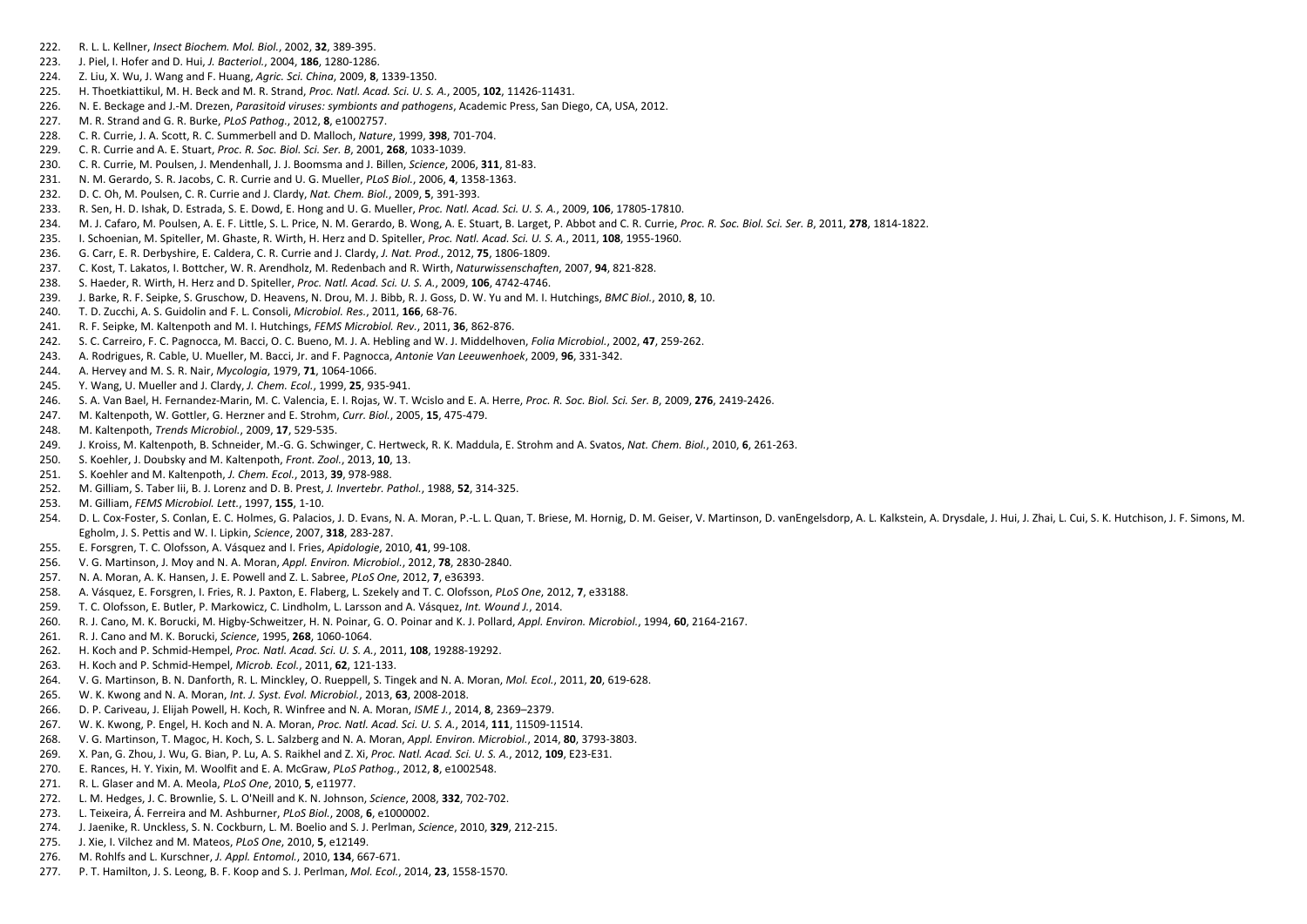222. R. L. L. Kellner, *Insect Biochem. Mol. Biol.*, 2002, **32**, 389-395.
223. J. Piel, I. Hofer and D. Hui, *J. Bacteriol.*, 2004, **186**, 1280-1286.
224. Z. Liu, X. Wu, J. Wang and F. Huang, *Agric. Sci. China*, 2009, **8**, 1339-1350.
225. H. Thoetkiattikul, M. H. Beck and M. R. Strand, *Proc. Natl. Acad. Sci. U. S. A.*, 2005, **102**, 11426-11431.
226. N. E. Beckage and J.-M. Drezen, *Parasitoid viruses: symbionts and pathogens*, Academic Press, San Diego, CA, USA, 2012.
227. M. R. Strand and G. R. Burke, *PLoS Pathog.*, 2012, **8**, e1002757.
228. C. R. Currie, J. A. Scott, R. C. Summerbell and D. Malloch, *Nature*, 1999, **398**, 701-704.
229. C. R. Currie and A. E. Stuart, *Proc. R. Soc. Biol. Sci. Ser. B*, 2001, **268**, 1033-1039.
230. C. R. Currie, M. Poulsen, J. Mendenhall, J. J. Boomsma and J. Billen, *Science*, 2006, **311**, 81-83.
231. N. M. Gerardo, S. R. Jacobs, C. R. Currie and U. G. Mueller, *PLoS Biol.*, 2006, **4**, 1358-1363.
232. D. C. Oh, M. Poulsen, C. R. Currie and J. Clardy, *Nat. Chem. Biol.*, 2009, **5**, 391-393.
233. R. Sen, H. D. Ishak, D. Estrada, S. E. Dowd, E. Hong and U. G. Mueller, *Proc. Natl. Acad. Sci. U. S. A.*, 2009, **106**, 17805-17810.
234. M. J. Cafaro, M. Poulsen, A. E. F. Little, S. L. Price, N. M. Gerardo, B. Wong, A. E. Stuart, B. Larget, P. Abbot and C. R. Currie, *Proc. R. Soc. Biol. Sci. Ser. B*, 2011, **278**, 1814-1822.
235. I. Schoenian, M. Spiteller, M. Ghaste, R. Wirth, H. Herz and D. Spiteller, *Proc. Natl. Acad. Sci. U. S. A.*, 2011, **108**, 1955-1960.
236. G. Carr, E. R. Derbyshire, E. Caldera, C. R. Currie and J. Clardy, *J. Nat. Prod.*, 2012, **75**, 1806-1809.
237. C. Kost, T. Lakatos, I. Bottcher, W. R. Arendholz, M. Redenbach and R. Wirth, *Naturwissenschaften*, 2007, **94**, 821-828.
238. S. Haeder, R. Wirth, H. Herz and D. Spiteller, *Proc. Natl. Acad. Sci. U. S. A.*, 2009, **106**, 4742-4746.
239. J. Barke, R. F. Seipke, S. Gruschow, D. Heavens, N. Drou, M. J. Bibb, R. J. Goss, D. W. Yu and M. I. Hutchings, *BMC Biol.*, 2010, **8**, 10.
240. T. D. Zucchi, A. S. Guidolin and F. L. Consoli, *Microbiol. Res.*, 2011, **166**, 68-76.
241. R. F. Seipke, M. Kaltenpoth and M. I. Hutchings, *FEMS Microbiol. Rev.*, 2011, **36**, 862-876.
242. S. C. Carreiro, F. C. Pagnocca, M. Bacci, O. C. Bueno, M. J. A. Hebling and W. J. Middelhoven, *Folia Microbiol.*, 2002, **47**, 259-262.
243. A. Rodrigues, R. Cable, U. Mueller, M. Bacci, Jr. and F. Pagnocca, *Antonie Van Leeuwenhoek*, 2009, **96**, 331-342.
244. A. Hervey and M. S. R. Nair, *Mycologia*, 1979, **71**, 1064-1066.
245. Y. Wang, U. Mueller and J. Clardy, *J. Chem. Ecol.*, 1999, **25**, 935-941.
246. S. A. Van Bael, H. Fernandez-Marin, M. C. Valencia, E. I. Rojas, W. T. Wcislo and E. A. Herre, *Proc. R. Soc. Biol. Sci. Ser. B*, 2009, **276**, 2419-2426.
247. M. Kaltenpoth, W. Gottler, G. Herzner and E. Strohm, *Curr. Biol.*, 2005, **15**, 475-479.
248. M. Kaltenpoth, *Trends Microbiol.*, 2009, **17**, 529-535.
249. J. Kroiss, M. Kaltenpoth, B. Schneider, M.-G. G. Schwinger, C. Hertweck, R. K. Maddula, E. Strohm and A. Svatos, *Nat. Chem. Biol.*, 2010, **6**, 261-263.
250. S. Koehler, J. Doubsky and M. Kaltenpoth, *Front. Zool.*, 2013, **10**, 13.
251. S. Koehler and M. Kaltenpoth, *J. Chem. Ecol.*, 2013, **39**, 978-988.
252. M. Gilliam, S. Taber Iii, B. J. Lorenz and D. B. Prest, *J. Invertebr. Pathol.*, 1988, **52**, 314-325.
253. M. Gilliam, *FEMS Microbiol. Lett.*, 1997, **155**, 1-10.
254. D. L. Cox-Foster, S. Conlan, E. C. Holmes, G. Palacios, J. D. Evans, N. A. Moran, P.-L. L. Quan, T. Briese, M. Hornig, D. M. Geiser, V. Martinson, D. vanEngelsdorp, A. L. Kalkstein, A. Drysdale, J. Hui, J. Zhai, L. Cui, S. K. Hutchison, J. F. Simons, M. Egholm, J. S. Pettis and W. I. Lipkin, *Science*, 2007, **318**, 283-287.
255. E. Forsgren, T. C. Olofsson, A. Vásquez and I. Fries, *Apidologie*, 2010, **41**, 99-108.
256. V. G. Martinson, J. Moy and N. A. Moran, *Appl. Environ. Microbiol.*, 2012, **78**, 2830-2840.
257. N. A. Moran, A. K. Hansen, J. E. Powell and Z. L. Sabree, *PLoS One*, 2012, **7**, e36393.
258. A. Vásquez, E. Forsgren, I. Fries, R. J. Paxton, E. Flaberg, L. Szekely and T. C. Olofsson, *PLoS One*, 2012, **7**, e33188.
259. T. C. Olofsson, E. Butler, P. Markowicz, C. Lindholm, L. Larsson and A. Vásquez, *Int. Wound J.*, 2014.
260. R. J. Cano, M. K. Borucki, M. Higby-Schweitzer, H. N. Poinar, G. O. Poinar and K. J. Pollard, *Appl. Environ. Microbiol.*, 1994, **60**, 2164-2167.
261. R. J. Cano and M. K. Borucki, *Science*, 1995, **268**, 1060-1064.
262. H. Koch and P. Schmid-Hempel, *Proc. Natl. Acad. Sci. U. S. A.*, 2011, **108**, 19288-19292.
263. H. Koch and P. Schmid-Hempel, *Microb. Ecol.*, 2011, **62**, 121-133.
264. V. G. Martinson, B. N. Danforth, R. L. Minckley, O. Rueppell, S. Tingek and N. A. Moran, *Mol. Ecol.*, 2011, **20**, 619-628.
265. W. K. Kwong and N. A. Moran, *Int. J. Syst. Evol. Microbiol.*, 2013, **63**, 2008-2018.
266. D. P. Cariveau, J. Elijah Powell, H. Koch, R. Winfree and N. A. Moran, *ISME J.*, 2014, **8**, 2369–2379.
267. W. K. Kwong, P. Engel, H. Koch and N. A. Moran, *Proc. Natl. Acad. Sci. U. S. A.*, 2014, **111**, 11509-11514.
268. V. G. Martinson, T. Magoc, H. Koch, S. L. Salzberg and N. A. Moran, *Appl. Environ. Microbiol.*, 2014, **80**, 3793-3803.
269. X. Pan, G. Zhou, J. Wu, G. Bian, P. Lu, A. S. Raikhel and Z. Xi, *Proc. Natl. Acad. Sci. U. S. A.*, 2012, **109**, E23-E31.
270. E. Rances, H. Y. Yixin, M. Woolfit and E. A. McGraw, *PLoS Pathog.*, 2012, **8**, e1002548.
271. R. L. Glaser and M. A. Meola, *PLoS One*, 2010, **5**, e11977.
272. L. M. Hedges, J. C. Brownlie, S. L. O'Neill and K. N. Johnson, *Science*, 2008, **332**, 702-702.
273. L. Teixeira, Á. Ferreira and M. Ashburner, *PLoS Biol.*, 2008, **6**, e1000002.
274. J. Jaenike, R. Unckless, S. N. Cockburn, L. M. Boelio and S. J. Perlman, *Science*, 2010, **329**, 212-215.
275. J. Xie, I. Vilchez and M. Mateos, *PLoS One*, 2010, **5**, e12149.
276. M. Rohlfs and L. Kurschner, *J. Appl. Entomol.*, 2010, **134**, 667-671.
277. P. T. Hamilton, J. S. Leong, B. F. Koop and S. J. Perlman, *Mol. Ecol.*, 2014, **23**, 1558-1570.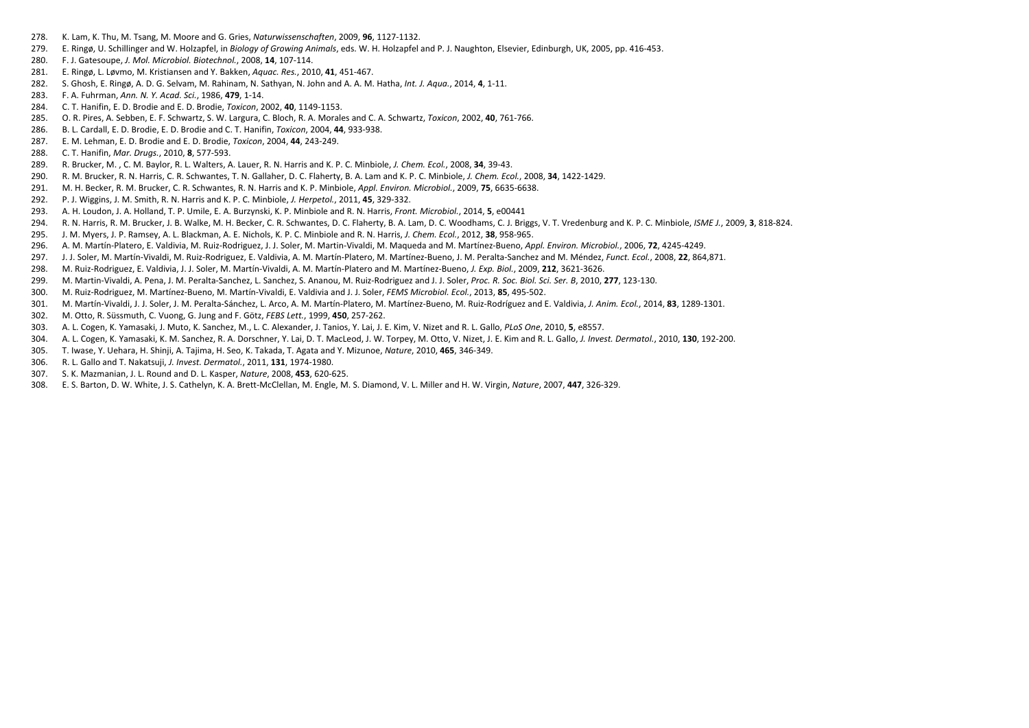278. K. Lam, K. Thu, M. Tsang, M. Moore and G. Gries, *Naturwissenschaften*, 2009, **96**, 1127-1132.
279. E. Ringø, U. Schillinger and W. Holzapfel, in *Biology of Growing Animals*, eds. W. H. Holzapfel and P. J. Naughton, Elsevier, Edinburgh, UK, 2005, pp. 416-453.
280. F. J. Gatesoupe, *J. Mol. Microbiol. Biotechnol.*, 2008, **14**, 107-114.
281. E. Ringø, L. Løvmo, M. Kristiansen and Y. Bakken, *Aquac. Res.*, 2010, **41**, 451-467.
282. S. Ghosh, E. Ringø, A. D. G. Selvam, M. Rahinam, N. Sathyan, N. John and A. A. M. Hatha, *Int. J. Aqua.*, 2014, **4**, 1-11.
283. F. A. Fuhrman, *Ann. N. Y. Acad. Sci.*, 1986, **479**, 1-14.
284. C. T. Hanifin, E. D. Brodie and E. D. Brodie, *Toxicon*, 2002, **40**, 1149-1153.
285. O. R. Pires, A. Sebben, E. F. Schwartz, S. W. Largura, C. Bloch, R. A. Morales and C. A. Schwartz, *Toxicon*, 2002, **40**, 761-766.
286. B. L. Cardall, E. D. Brodie, E. D. Brodie and C. T. Hanifin, *Toxicon*, 2004, **44**, 933-938.
287. E. M. Lehman, E. D. Brodie and E. D. Brodie, *Toxicon*, 2004, **44**, 243-249.
288. C. T. Hanifin, *Mar. Drugs.*, 2010, **8**, 577-593.
289. R. Brucker, M. , C. M. Baylor, R. L. Walters, A. Lauer, R. N. Harris and K. P. C. Minbiole, *J. Chem. Ecol.*, 2008, **34**, 39-43.
290. R. M. Brucker, R. N. Harris, C. R. Schwantes, T. N. Gallaher, D. C. Flaherty, B. A. Lam and K. P. C. Minbiole, *J. Chem. Ecol.*, 2008, **34**, 1422-1429.
291. M. H. Becker, R. M. Brucker, C. R. Schwantes, R. N. Harris and K. P. Minbiole, *Appl. Environ. Microbiol.*, 2009, **75**, 6635-6638.
292. P. J. Wiggins, J. M. Smith, R. N. Harris and K. P. C. Minbiole, *J. Herpetol.*, 2011, **45**, 329-332.
293. A. H. Loudon, J. A. Holland, T. P. Umile, E. A. Burzynski, K. P. Minbiole and R. N. Harris, *Front. Microbiol.*, 2014, **5**, e00441
294. R. N. Harris, R. M. Brucker, J. B. Walke, M. H. Becker, C. R. Schwantes, D. C. Flaherty, B. A. Lam, D. C. Woodhams, C. J. Briggs, V. T. Vredenburg and K. P. C. Minbiole, *ISME J.*, 2009, **3**, 818-824.
295. J. M. Myers, J. P. Ramsey, A. L. Blackman, A. E. Nichols, K. P. C. Minbiole and R. N. Harris, *J. Chem. Ecol.*, 2012, **38**, 958-965.
296. A. M. Martín-Platero, E. Valdivia, M. Ruiz-Rodriguez, J. J. Soler, M. Martin-Vivaldi, M. Maqueda and M. Martínez-Bueno, *Appl. Environ. Microbiol.*, 2006, **72**, 4245-4249.
297. J. J. Soler, M. Martín-Vivaldi, M. Ruiz-Rodriguez, E. Valdivia, A. M. Martín-Platero, M. Martínez-Bueno, J. M. Peralta-Sanchez and M. Méndez, *Funct. Ecol.*, 2008, **22**, 864,871.
298. M. Ruiz-Rodriguez, E. Valdivia, J. J. Soler, M. Martín-Vivaldi, A. M. Martín-Platero and M. Martínez-Bueno, *J. Exp. Biol.*, 2009, **212**, 3621-3626.
299. M. Martin-Vivaldi, A. Pena, J. M. Peralta-Sanchez, L. Sanchez, S. Ananou, M. Ruiz-Rodriguez and J. J. Soler, *Proc. R. Soc. Biol. Sci. Ser. B*, 2010, **277**, 123-130.
300. M. Ruiz-Rodriguez, M. Martínez-Bueno, M. Martín-Vivaldi, E. Valdivia and J. J. Soler, *FEMS Microbiol. Ecol.*, 2013, **85**, 495-502.
301. M. Martín-Vivaldi, J. J. Soler, J. M. Peralta-Sánchez, L. Arco, A. M. Martín-Platero, M. Martínez-Bueno, M. Ruiz-Rodríguez and E. Valdivia, *J. Anim. Ecol.*, 2014, **83**, 1289-1301.
302. M. Otto, R. Süssmuth, C. Vuong, G. Jung and F. Götz, *FEBS Lett.*, 1999, **450**, 257-262.
303. A. L. Cogen, K. Yamasaki, J. Muto, K. Sanchez, M., L. C. Alexander, J. Tanios, Y. Lai, J. E. Kim, V. Nizet and R. L. Gallo, *PLoS One*, 2010, **5**, e8557.
304. A. L. Cogen, K. Yamasaki, K. M. Sanchez, R. A. Dorschner, Y. Lai, D. T. MacLeod, J. W. Torpey, M. Otto, V. Nizet, J. E. Kim and R. L. Gallo, *J. Invest. Dermatol.*, 2010, **130**, 192-200.
305. T. Iwase, Y. Uehara, H. Shinji, A. Tajima, H. Seo, K. Takada, T. Agata and Y. Mizunoe, *Nature*, 2010, **465**, 346-349.
306. R. L. Gallo and T. Nakatsuji, *J. Invest. Dermatol.*, 2011, **131**, 1974-1980.
307. S. K. Mazmanian, J. L. Round and D. L. Kasper, *Nature*, 2008, **453**, 620-625.
308. E. S. Barton, D. W. White, J. S. Cathelyn, K. A. Brett-McClellan, M. Engle, M. S. Diamond, V. L. Miller and H. W. Virgin, *Nature*, 2007, **447**, 326-329.